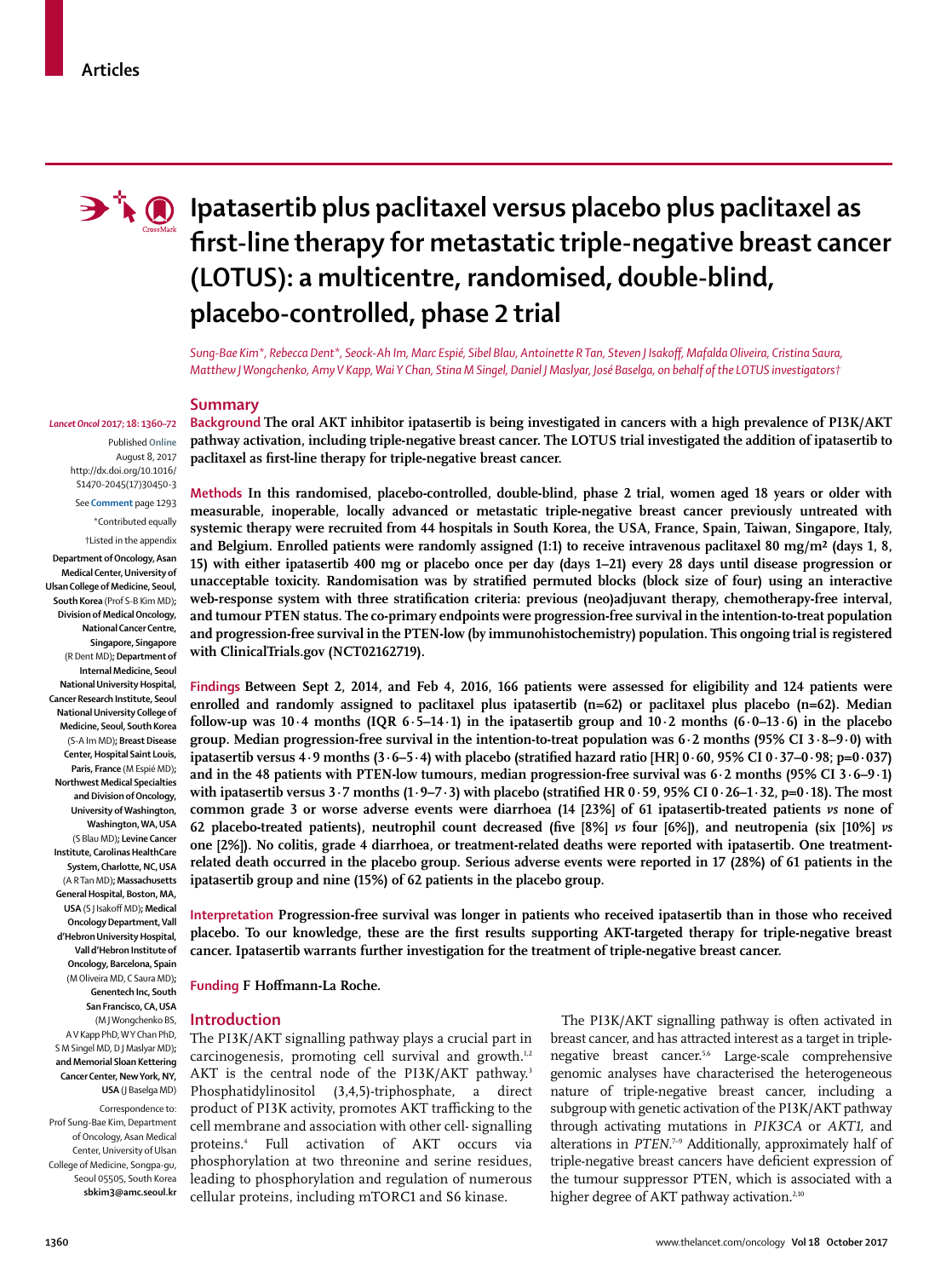Articles

# Ipatasertib plus paclitaxel versus placebo plus paclitaxel as first-line therapy for metastatic triple-negative breast cancer (LOTUS): a multicentre, randomised, double-blind, placebo-controlled, phase 2 trial

*Sung-Bae Kim\*, Rebecca Dent\*, Seock-Ah Im, Marc Espié, Sibel Blau, Antoinette R Tan, Steven J Isakoff, Mafalda Oliveira, Cristina Saura, Matthew J Wongchenko, Amy V Kapp, Wai Y Chan, Stina M Singel, Daniel J Maslyar, José Baselga, on behalf of the LOTUS investigators†*

*Lancet Oncol* 2017; 18: 1360–72

Published Online August 8, 2017 http://dx.doi.org/10.1016/S1470-2045(17)30450-3

See **Comment** page 1293

\*Contributed equally

†Listed in the appendix

**Department of Oncology, Asan Medical Center, University of Ulsan College of Medicine, Seoul, South Korea** (Prof S-B Kim MD); **Division of Medical Oncology, National Cancer Centre, Singapore, Singapore** (R Dent MD); **Department of Internal Medicine, Seoul National University Hospital, Cancer Research Institute, Seoul National University College of Medicine, Seoul, South Korea** (S-A Im MD); **Breast Disease Center, Hospital Saint Louis, Paris, France** (M Espié MD); **Northwest Medical Specialties and Division of Oncology, University of Washington, Washington, WA, USA** (S Blau MD); **Levine Cancer Institute, Carolinas HealthCare System, Charlotte, NC, USA** (A R Tan MD); **Massachusetts General Hospital, Boston, MA, USA** (S J Isakoff MD); **Medical Oncology Department, Vall d'Hebron University Hospital, Vall d'Hebron Institute of Oncology, Barcelona, Spain** (M Oliveira MD, C Saura MD); **Genentech Inc, South San Francisco, CA, USA** (M J Wongchenko BS, A V Kapp PhD, W Y Chan PhD, S M Singel MD, D J Maslyar MD); **and Memorial Sloan Kettering Cancer Center, New York, NY, USA** (J Baselga MD)

Correspondence to: Prof Sung-Bae Kim, Department of Oncology, Asan Medical Center, University of Ulsan College of Medicine, Songpa-gu, Seoul 05505, South Korea **sbkim3@amc.seoul.kr**

## Summary

**Background** The oral AKT inhibitor ipatasertib is being investigated in cancers with a high prevalence of PI3K/AKT pathway activation, including triple-negative breast cancer. The LOTUS trial investigated the addition of ipatasertib to paclitaxel as first-line therapy for triple-negative breast cancer.

**Methods** In this randomised, placebo-controlled, double-blind, phase 2 trial, women aged 18 years or older with measurable, inoperable, locally advanced or metastatic triple-negative breast cancer previously untreated with systemic therapy were recruited from 44 hospitals in South Korea, the USA, France, Spain, Taiwan, Singapore, Italy, and Belgium. Enrolled patients were randomly assigned (1:1) to receive intravenous paclitaxel 80 mg/m² (days 1, 8, 15) with either ipatasertib 400 mg or placebo once per day (days 1–21) every 28 days until disease progression or unacceptable toxicity. Randomisation was by stratified permuted blocks (block size of four) using an interactive web-response system with three stratification criteria: previous (neo)adjuvant therapy, chemotherapy-free interval, and tumour PTEN status. The co-primary endpoints were progression-free survival in the intention-to-treat population and progression-free survival in the PTEN-low (by immunohistochemistry) population. This ongoing trial is registered with ClinicalTrials.gov (NCT02162719).

**Findings** Between Sept 2, 2014, and Feb 4, 2016, 166 patients were assessed for eligibility and 124 patients were enrolled and randomly assigned to paclitaxel plus ipatasertib (n=62) or paclitaxel plus placebo (n=62). Median follow-up was 10·4 months (IQR 6·5–14·1) in the ipatasertib group and 10·2 months (6·0–13·6) in the placebo group. Median progression-free survival in the intention-to-treat population was 6·2 months (95% CI 3·8–9·0) with ipatasertib versus 4·9 months (3·6–5·4) with placebo (stratified hazard ratio [HR] 0·60, 95% CI 0·37–0·98; p=0·037) and in the 48 patients with PTEN-low tumours, median progression-free survival was 6·2 months (95% CI 3·6–9·1) with ipatasertib versus 3·7 months (1·9–7·3) with placebo (stratified HR 0·59, 95% CI 0·26–1·32, p=0·18). The most common grade 3 or worse adverse events were diarrhoea (14 [23%] of 61 ipatasertib-treated patients *vs* none of 62 placebo-treated patients), neutrophil count decreased (five [8%] *vs* four [6%]), and neutropenia (six [10%] *vs* one [2%]). No colitis, grade 4 diarrhoea, or treatment-related deaths were reported with ipatasertib. One treatment-related death occurred in the placebo group. Serious adverse events were reported in 17 (28%) of 61 patients in the ipatasertib group and nine (15%) of 62 patients in the placebo group.

**Interpretation** Progression-free survival was longer in patients who received ipatasertib than in those who received placebo. To our knowledge, these are the first results supporting AKT-targeted therapy for triple-negative breast cancer. Ipatasertib warrants further investigation for the treatment of triple-negative breast cancer.

**Funding** F Hoffmann-La Roche.

## Introduction

The PI3K/AKT signalling pathway plays a crucial part in carcinogenesis, promoting cell survival and growth.[1,2] AKT is the central node of the PI3K/AKT pathway.[3] Phosphatidylinositol (3,4,5)-triphosphate, a direct product of PI3K activity, promotes AKT trafficking to the cell membrane and association with other cell- signalling proteins.[4] Full activation of AKT occurs via phosphorylation at two threonine and serine residues, leading to phosphorylation and regulation of numerous cellular proteins, including mTORC1 and S6 kinase.

The PI3K/AKT signalling pathway is often activated in breast cancer, and has attracted interest as a target in triple-negative breast cancer.[5,6] Large-scale comprehensive genomic analyses have characterised the heterogeneous nature of triple-negative breast cancer, including a subgroup with genetic activation of the PI3K/AKT pathway through activating mutations in *PIK3CA* or *AKT1,* and alterations in *PTEN*.[7–9] Additionally, approximately half of triple-negative breast cancers have deficient expression of the tumour suppressor PTEN, which is associated with a higher degree of AKT pathway activation.[2,10]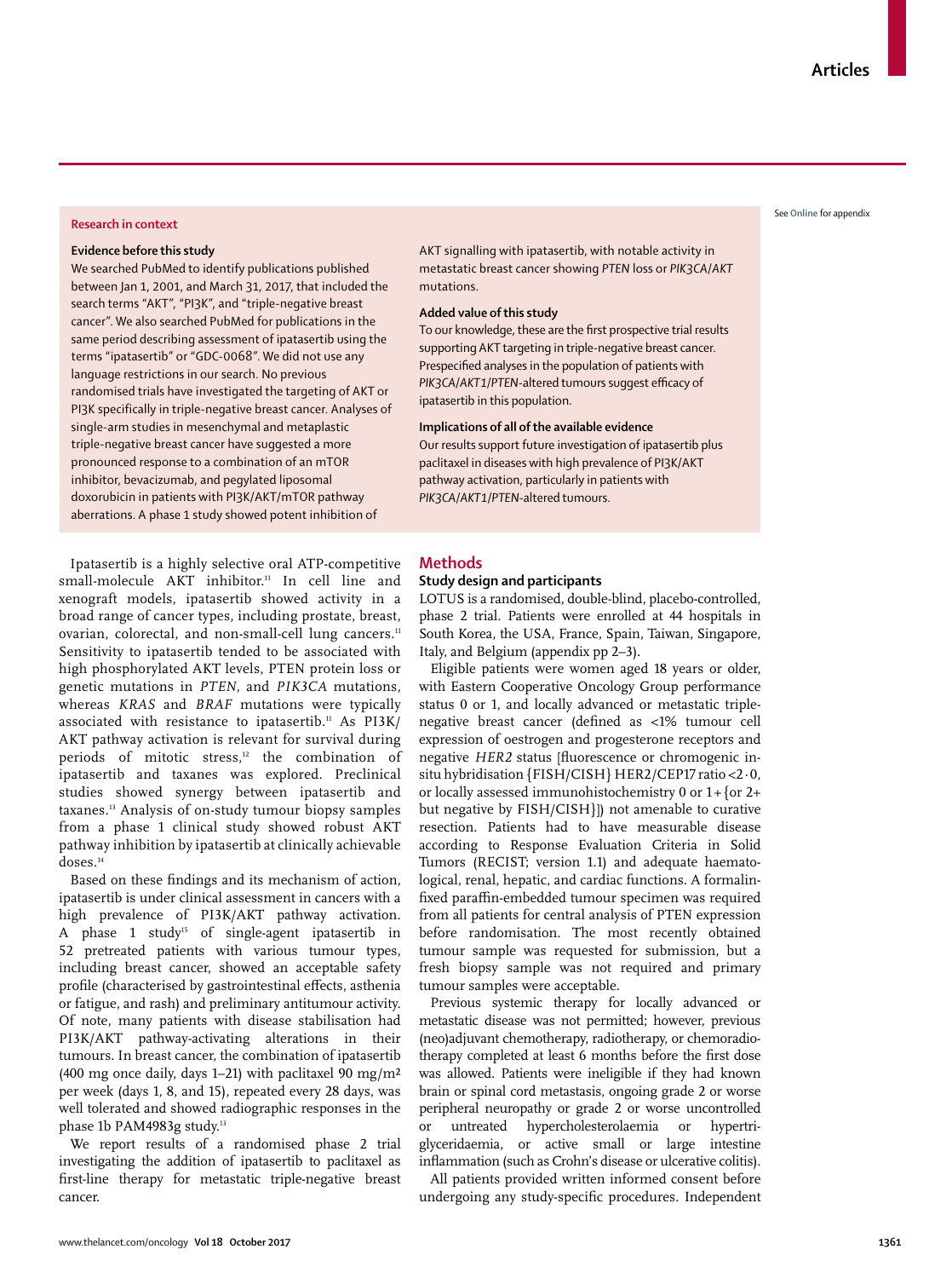## Research in context

### Evidence before this study

We searched PubMed to identify publications published between Jan 1, 2001, and March 31, 2017, that included the search terms "AKT", "PI3K", and "triple-negative breast cancer". We also searched PubMed for publications in the same period describing assessment of ipatasertib using the terms "ipatasertib" or "GDC-0068". We did not use any language restrictions in our search. No previous randomised trials have investigated the targeting of AKT or PI3K specifically in triple-negative breast cancer. Analyses of single-arm studies in mesenchymal and metaplastic triple-negative breast cancer have suggested a more pronounced response to a combination of an mTOR inhibitor, bevacizumab, and pegylated liposomal doxorubicin in patients with PI3K/AKT/mTOR pathway aberrations. A phase 1 study showed potent inhibition of AKT signalling with ipatasertib, with notable activity in metastatic breast cancer showing *PTEN* loss or *PIK3CA/AKT* mutations.

### Added value of this study

To our knowledge, these are the first prospective trial results supporting AKT targeting in triple-negative breast cancer. Prespecified analyses in the population of patients with *PIK3CA/AKT1/PTEN*-altered tumours suggest efficacy of ipatasertib in this population.

### Implications of all of the available evidence

Our results support future investigation of ipatasertib plus paclitaxel in diseases with high prevalence of PI3K/AKT pathway activation, particularly in patients with *PIK3CA/AKT1/PTEN*-altered tumours.

See Online for appendix

Ipatasertib is a highly selective oral ATP-competitive small-molecule AKT inhibitor.[11] In cell line and xenograft models, ipatasertib showed activity in a broad range of cancer types, including prostate, breast, ovarian, colorectal, and non-small-cell lung cancers.[11] Sensitivity to ipatasertib tended to be associated with high phosphorylated AKT levels, PTEN protein loss or genetic mutations in *PTEN*, and *PIK3CA* mutations, whereas *KRAS* and *BRAF* mutations were typically associated with resistance to ipatasertib.[11] As PI3K/AKT pathway activation is relevant for survival during periods of mitotic stress,[12] the combination of ipatasertib and taxanes was explored. Preclinical studies showed synergy between ipatasertib and taxanes.[13] Analysis of on-study tumour biopsy samples from a phase 1 clinical study showed robust AKT pathway inhibition by ipatasertib at clinically achievable doses.[14]

Based on these findings and its mechanism of action, ipatasertib is under clinical assessment in cancers with a high prevalence of PI3K/AKT pathway activation. A phase 1 study[15] of single-agent ipatasertib in 52 pretreated patients with various tumour types, including breast cancer, showed an acceptable safety profile (characterised by gastrointestinal effects, asthenia or fatigue, and rash) and preliminary antitumour activity. Of note, many patients with disease stabilisation had PI3K/AKT pathway-activating alterations in their tumours. In breast cancer, the combination of ipatasertib (400 mg once daily, days 1–21) with paclitaxel 90 mg/m² per week (days 1, 8, and 15), repeated every 28 days, was well tolerated and showed radiographic responses in the phase 1b PAM4983g study.[13]

We report results of a randomised phase 2 trial investigating the addition of ipatasertib to paclitaxel as first-line therapy for metastatic triple-negative breast cancer.

## Methods

### Study design and participants

LOTUS is a randomised, double-blind, placebo-controlled, phase 2 trial. Patients were enrolled at 44 hospitals in South Korea, the USA, France, Spain, Taiwan, Singapore, Italy, and Belgium (appendix pp 2–3).

Eligible patients were women aged 18 years or older, with Eastern Cooperative Oncology Group performance status 0 or 1, and locally advanced or metastatic triple-negative breast cancer (defined as <1% tumour cell expression of oestrogen and progesterone receptors and negative *HER2* status [fluorescence or chromogenic in-situ hybridisation {FISH/CISH} HER2/CEP17 ratio <2·0, or locally assessed immunohistochemistry 0 or 1+ {or 2+ but negative by FISH/CISH}]) not amenable to curative resection. Patients had to have measurable disease according to Response Evaluation Criteria in Solid Tumors (RECIST; version 1.1) and adequate haematological, renal, hepatic, and cardiac functions. A formalin-fixed paraffin-embedded tumour specimen was required from all patients for central analysis of PTEN expression before randomisation. The most recently obtained tumour sample was requested for submission, but a fresh biopsy sample was not required and primary tumour samples were acceptable.

Previous systemic therapy for locally advanced or metastatic disease was not permitted; however, previous (neo)adjuvant chemotherapy, radiotherapy, or chemoradiotherapy completed at least 6 months before the first dose was allowed. Patients were ineligible if they had known brain or spinal cord metastasis, ongoing grade 2 or worse peripheral neuropathy or grade 2 or worse uncontrolled or untreated hypercholesterolaemia or hypertriglyceridaemia, or active small or large intestine inflammation (such as Crohn's disease or ulcerative colitis).

All patients provided written informed consent before undergoing any study-specific procedures. Independent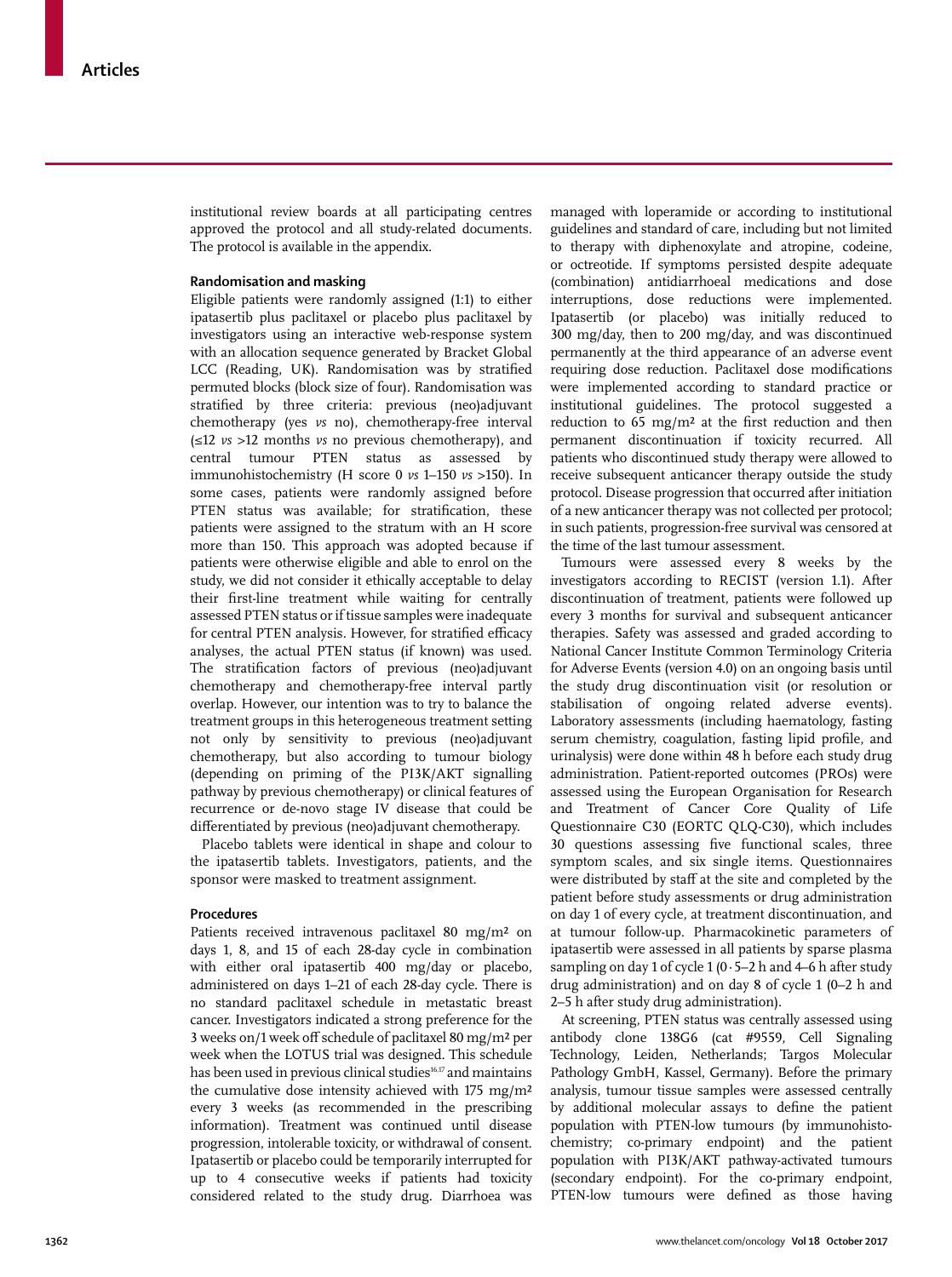institutional review boards at all participating centres approved the protocol and all study-related documents. The protocol is available in the appendix.

## Randomisation and masking

Eligible patients were randomly assigned (1:1) to either ipatasertib plus paclitaxel or placebo plus paclitaxel by investigators using an interactive web-response system with an allocation sequence generated by Bracket Global LCC (Reading, UK). Randomisation was by stratified permuted blocks (block size of four). Randomisation was stratified by three criteria: previous (neo)adjuvant chemotherapy (yes *vs* no), chemotherapy-free interval (≤12 *vs* >12 months *vs* no previous chemotherapy), and central tumour PTEN status as assessed by immunohistochemistry (H score 0 *vs* 1–150 *vs* >150). In some cases, patients were randomly assigned before PTEN status was available; for stratification, these patients were assigned to the stratum with an H score more than 150. This approach was adopted because if patients were otherwise eligible and able to enrol on the study, we did not consider it ethically acceptable to delay their first-line treatment while waiting for centrally assessed PTEN status or if tissue samples were inadequate for central PTEN analysis. However, for stratified efficacy analyses, the actual PTEN status (if known) was used. The stratification factors of previous (neo)adjuvant chemotherapy and chemotherapy-free interval partly overlap. However, our intention was to try to balance the treatment groups in this heterogeneous treatment setting not only by sensitivity to previous (neo)adjuvant chemotherapy, but also according to tumour biology (depending on priming of the PI3K/AKT signalling pathway by previous chemotherapy) or clinical features of recurrence or de-novo stage IV disease that could be differentiated by previous (neo)adjuvant chemotherapy.

Placebo tablets were identical in shape and colour to the ipatasertib tablets. Investigators, patients, and the sponsor were masked to treatment assignment.

## Procedures

Patients received intravenous paclitaxel 80 mg/m² on days 1, 8, and 15 of each 28-day cycle in combination with either oral ipatasertib 400 mg/day or placebo, administered on days 1–21 of each 28-day cycle. There is no standard paclitaxel schedule in metastatic breast cancer. Investigators indicated a strong preference for the 3 weeks on/1 week off schedule of paclitaxel 80 mg/m² per week when the LOTUS trial was designed. This schedule has been used in previous clinical studies[16,17] and maintains the cumulative dose intensity achieved with 175 mg/m² every 3 weeks (as recommended in the prescribing information). Treatment was continued until disease progression, intolerable toxicity, or withdrawal of consent. Ipatasertib or placebo could be temporarily interrupted for up to 4 consecutive weeks if patients had toxicity considered related to the study drug. Diarrhoea was managed with loperamide or according to institutional guidelines and standard of care, including but not limited to therapy with diphenoxylate and atropine, codeine, or octreotide. If symptoms persisted despite adequate (combination) antidiarrhoeal medications and dose interruptions, dose reductions were implemented. Ipatasertib (or placebo) was initially reduced to 300 mg/day, then to 200 mg/day, and was discontinued permanently at the third appearance of an adverse event requiring dose reduction. Paclitaxel dose modifications were implemented according to standard practice or institutional guidelines. The protocol suggested a reduction to 65 mg/m² at the first reduction and then permanent discontinuation if toxicity recurred. All patients who discontinued study therapy were allowed to receive subsequent anticancer therapy outside the study protocol. Disease progression that occurred after initiation of a new anticancer therapy was not collected per protocol; in such patients, progression-free survival was censored at the time of the last tumour assessment.

Tumours were assessed every 8 weeks by the investigators according to RECIST (version 1.1). After discontinuation of treatment, patients were followed up every 3 months for survival and subsequent anticancer therapies. Safety was assessed and graded according to National Cancer Institute Common Terminology Criteria for Adverse Events (version 4.0) on an ongoing basis until the study drug discontinuation visit (or resolution or stabilisation of ongoing related adverse events). Laboratory assessments (including haematology, fasting serum chemistry, coagulation, fasting lipid profile, and urinalysis) were done within 48 h before each study drug administration. Patient-reported outcomes (PROs) were assessed using the European Organisation for Research and Treatment of Cancer Core Quality of Life Questionnaire C30 (EORTC QLQ-C30), which includes 30 questions assessing five functional scales, three symptom scales, and six single items. Questionnaires were distributed by staff at the site and completed by the patient before study assessments or drug administration on day 1 of every cycle, at treatment discontinuation, and at tumour follow-up. Pharmacokinetic parameters of ipatasertib were assessed in all patients by sparse plasma sampling on day 1 of cycle 1 (0·5–2 h and 4–6 h after study drug administration) and on day 8 of cycle 1 (0–2 h and 2–5 h after study drug administration).

At screening, PTEN status was centrally assessed using antibody clone 138G6 (cat #9559, Cell Signaling Technology, Leiden, Netherlands; Targos Molecular Pathology GmbH, Kassel, Germany). Before the primary analysis, tumour tissue samples were assessed centrally by additional molecular assays to define the patient population with PTEN-low tumours (by immunohistochemistry; co-primary endpoint) and the patient population with PI3K/AKT pathway-activated tumours (secondary endpoint). For the co-primary endpoint, PTEN-low tumours were defined as those having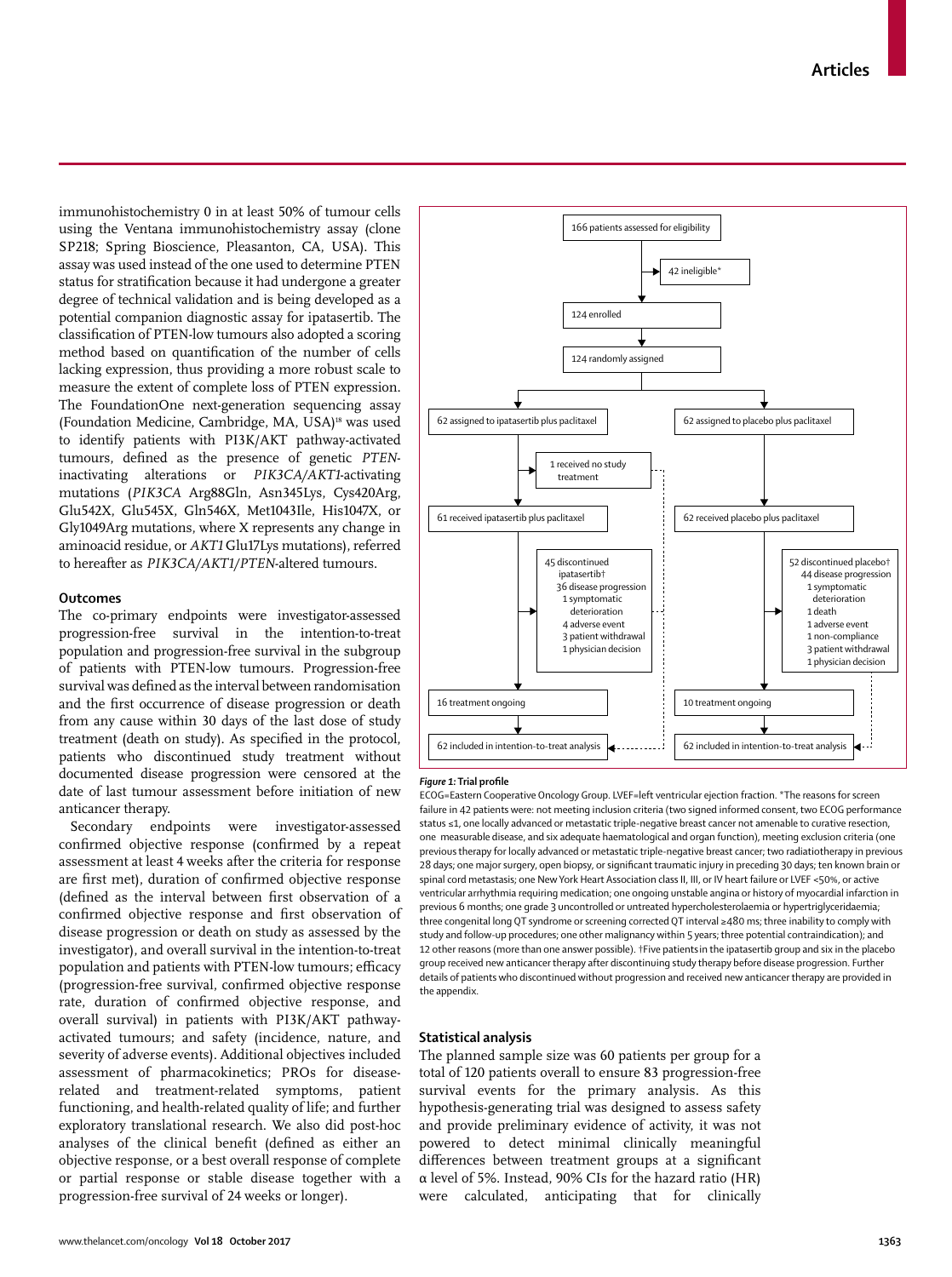immunohistochemistry 0 in at least 50% of tumour cells using the Ventana immunohistochemistry assay (clone SP218; Spring Bioscience, Pleasanton, CA, USA). This assay was used instead of the one used to determine PTEN status for stratification because it had undergone a greater degree of technical validation and is being developed as a potential companion diagnostic assay for ipatasertib. The classification of PTEN-low tumours also adopted a scoring method based on quantification of the number of cells lacking expression, thus providing a more robust scale to measure the extent of complete loss of PTEN expression. The FoundationOne next-generation sequencing assay (Foundation Medicine, Cambridge, MA, USA)[18] was used to identify patients with PI3K/AKT pathway-activated tumours, defined as the presence of genetic *PTEN*-inactivating alterations or *PIK3CA/AKT1*-activating mutations (*PIK3CA* Arg88Gln, Asn345Lys, Cys420Arg, Glu542X, Glu545X, Gln546X, Met1043Ile, His1047X, or Gly1049Arg mutations, where X represents any change in aminoacid residue, or *AKT1* Glu17Lys mutations), referred to hereafter as *PIK3CA/AKT1/PTEN*-altered tumours.

### Outcomes

The co-primary endpoints were investigator-assessed progression-free survival in the intention-to-treat population and progression-free survival in the subgroup of patients with PTEN-low tumours. Progression-free survival was defined as the interval between randomisation and the first occurrence of disease progression or death from any cause within 30 days of the last dose of study treatment (death on study). As specified in the protocol, patients who discontinued study treatment without documented disease progression were censored at the date of last tumour assessment before initiation of new anticancer therapy.

Secondary endpoints were investigator-assessed confirmed objective response (confirmed by a repeat assessment at least 4 weeks after the criteria for response are first met), duration of confirmed objective response (defined as the interval between first observation of a confirmed objective response and first observation of disease progression or death on study as assessed by the investigator), and overall survival in the intention-to-treat population and patients with PTEN-low tumours; efficacy (progression-free survival, confirmed objective response rate, duration of confirmed objective response, and overall survival) in patients with PI3K/AKT pathway-activated tumours; and safety (incidence, nature, and severity of adverse events). Additional objectives included assessment of pharmacokinetics; PROs for disease-related and treatment-related symptoms, patient functioning, and health-related quality of life; and further exploratory translational research. We also did post-hoc analyses of the clinical benefit (defined as either an objective response, or a best overall response of complete or partial response or stable disease together with a progression-free survival of 24 weeks or longer).

166 patients assessed for eligibility
→ 42 ineligible*
124 enrolled
124 randomly assigned

62 assigned to ipatasertib plus paclitaxel
→ 1 received no study treatment
61 received ipatasertib plus paclitaxel
→ 45 discontinued ipatasertib†: 36 disease progression; 1 symptomatic deterioration; 4 adverse event; 3 patient withdrawal; 1 physician decision
16 treatment ongoing
62 included in intention-to-treat analysis

62 assigned to placebo plus paclitaxel
62 received placebo plus paclitaxel
→ 52 discontinued placebo†: 44 disease progression; 1 symptomatic deterioration; 1 death; 1 adverse event; 1 non-compliance; 3 patient withdrawal; 1 physician decision
10 treatment ongoing
62 included in intention-to-treat analysis

**Figure 1: Trial profile**

ECOG=Eastern Cooperative Oncology Group. LVEF=left ventricular ejection fraction. *The reasons for screen failure in 42 patients were: not meeting inclusion criteria (two signed informed consent, two ECOG performance status ≤1, one locally advanced or metastatic triple-negative breast cancer not amenable to curative resection, one measurable disease, and six adequate haematological and organ function), meeting exclusion criteria (one previous therapy for locally advanced or metastatic triple-negative breast cancer; two radiatiotherapy in previous 28 days; one major surgery, open biopsy, or significant traumatic injury in preceding 30 days; ten known brain or spinal cord metastasis; one New York Heart Association class II, III, or IV heart failure or LVEF <50%, or active ventricular arrhythmia requiring medication; one ongoing unstable angina or history of myocardial infarction in previous 6 months; one grade 3 uncontrolled or untreated hypercholesterolaemia or hypertriglyceridaemia; three congenital long QT syndrome or screening corrected QT interval ≥480 ms; three inability to comply with study and follow-up procedures; one other malignancy within 5 years; three potential contraindication); and 12 other reasons (more than one answer possible). †Five patients in the ipatasertib group and six in the placebo group received new anticancer therapy after discontinuing study therapy before disease progression. Further details of patients who discontinued without progression and received new anticancer therapy are provided in the appendix.

### Statistical analysis

The planned sample size was 60 patients per group for a total of 120 patients overall to ensure 83 progression-free survival events for the primary analysis. As this hypothesis-generating trial was designed to assess safety and provide preliminary evidence of activity, it was not powered to detect minimal clinically meaningful differences between treatment groups at a significant α level of 5%. Instead, 90% CIs for the hazard ratio (HR) were calculated, anticipating that for clinically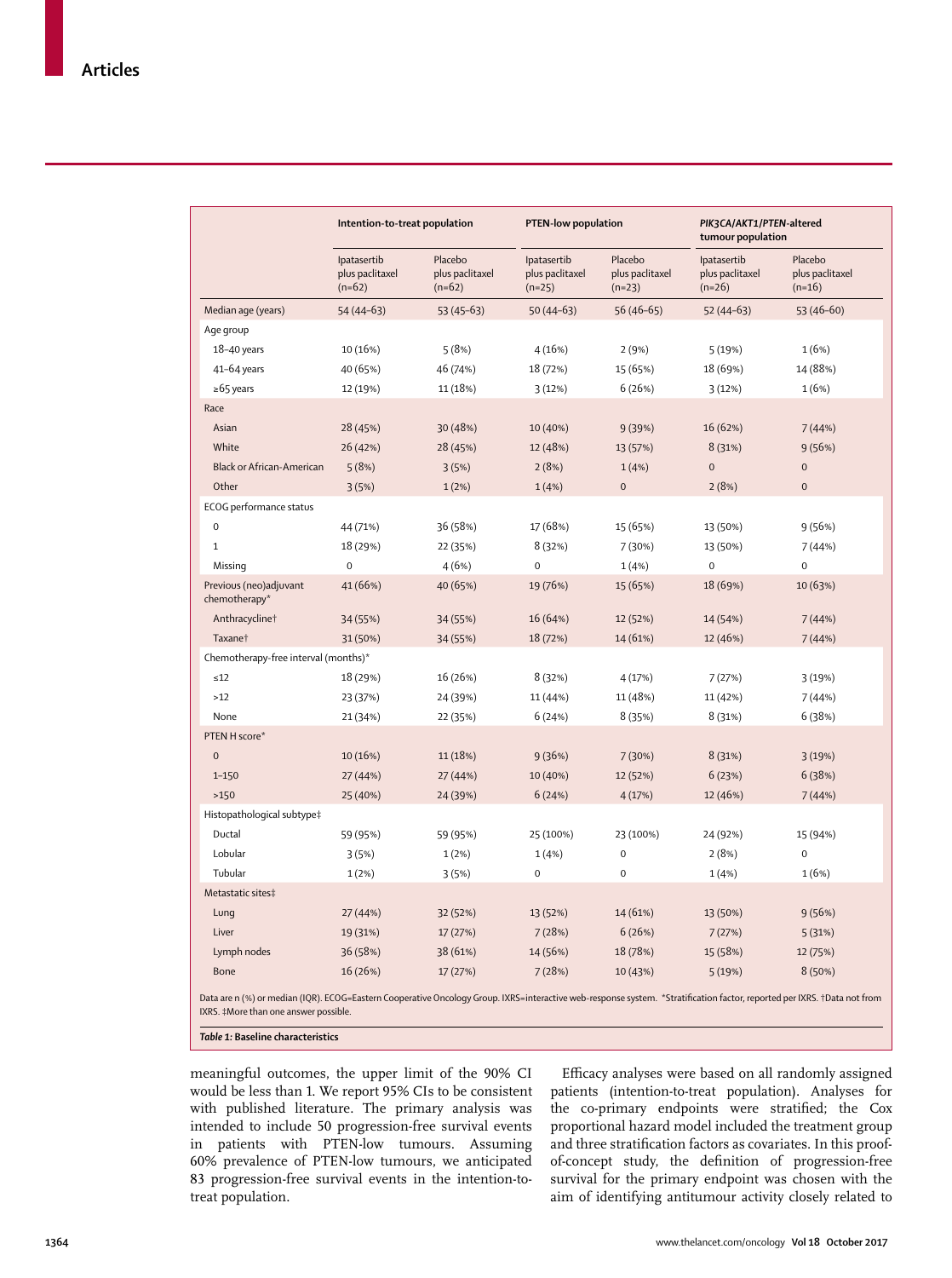| | Intention-to-treat population | | PTEN-low population | | *PIK3CA/AKT1/PTEN*-altered tumour population | |
|---|---|---|---|---|---|---|
| | Ipatasertib plus paclitaxel (n=62) | Placebo plus paclitaxel (n=62) | Ipatasertib plus paclitaxel (n=25) | Placebo plus paclitaxel (n=23) | Ipatasertib plus paclitaxel (n=26) | Placebo plus paclitaxel (n=16) |
| Median age (years) | 54 (44–63) | 53 (45–63) | 50 (44–63) | 56 (46–65) | 52 (44–63) | 53 (46–60) |
| Age group | | | | | | |
| 18–40 years | 10 (16%) | 5 (8%) | 4 (16%) | 2 (9%) | 5 (19%) | 1 (6%) |
| 41–64 years | 40 (65%) | 46 (74%) | 18 (72%) | 15 (65%) | 18 (69%) | 14 (88%) |
| ≥65 years | 12 (19%) | 11 (18%) | 3 (12%) | 6 (26%) | 3 (12%) | 1 (6%) |
| Race | | | | | | |
| Asian | 28 (45%) | 30 (48%) | 10 (40%) | 9 (39%) | 16 (62%) | 7 (44%) |
| White | 26 (42%) | 28 (45%) | 12 (48%) | 13 (57%) | 8 (31%) | 9 (56%) |
| Black or African-American | 5 (8%) | 3 (5%) | 2 (8%) | 1 (4%) | 0 | 0 |
| Other | 3 (5%) | 1 (2%) | 1 (4%) | 0 | 2 (8%) | 0 |
| ECOG performance status | | | | | | |
| 0 | 44 (71%) | 36 (58%) | 17 (68%) | 15 (65%) | 13 (50%) | 9 (56%) |
| 1 | 18 (29%) | 22 (35%) | 8 (32%) | 7 (30%) | 13 (50%) | 7 (44%) |
| Missing | 0 | 4 (6%) | 0 | 1 (4%) | 0 | 0 |
| Previous (neo)adjuvant chemotherapy* | 41 (66%) | 40 (65%) | 19 (76%) | 15 (65%) | 18 (69%) | 10 (63%) |
| Anthracycline† | 34 (55%) | 34 (55%) | 16 (64%) | 12 (52%) | 14 (54%) | 7 (44%) |
| Taxane† | 31 (50%) | 34 (55%) | 18 (72%) | 14 (61%) | 12 (46%) | 7 (44%) |
| Chemotherapy-free interval (months)* | | | | | | |
| ≤12 | 18 (29%) | 16 (26%) | 8 (32%) | 4 (17%) | 7 (27%) | 3 (19%) |
| >12 | 23 (37%) | 24 (39%) | 11 (44%) | 11 (48%) | 11 (42%) | 7 (44%) |
| None | 21 (34%) | 22 (35%) | 6 (24%) | 8 (35%) | 8 (31%) | 6 (38%) |
| PTEN H score* | | | | | | |
| 0 | 10 (16%) | 11 (18%) | 9 (36%) | 7 (30%) | 8 (31%) | 3 (19%) |
| 1–150 | 27 (44%) | 27 (44%) | 10 (40%) | 12 (52%) | 6 (23%) | 6 (38%) |
| >150 | 25 (40%) | 24 (39%) | 6 (24%) | 4 (17%) | 12 (46%) | 7 (44%) |
| Histopathological subtype‡ | | | | | | |
| Ductal | 59 (95%) | 59 (95%) | 25 (100%) | 23 (100%) | 24 (92%) | 15 (94%) |
| Lobular | 3 (5%) | 1 (2%) | 1 (4%) | 0 | 2 (8%) | 0 |
| Tubular | 1 (2%) | 3 (5%) | 0 | 0 | 1 (4%) | 1 (6%) |
| Metastatic sites‡ | | | | | | |
| Lung | 27 (44%) | 32 (52%) | 13 (52%) | 14 (61%) | 13 (50%) | 9 (56%) |
| Liver | 19 (31%) | 17 (27%) | 7 (28%) | 6 (26%) | 7 (27%) | 5 (31%) |
| Lymph nodes | 36 (58%) | 38 (61%) | 14 (56%) | 18 (78%) | 15 (58%) | 12 (75%) |
| Bone | 16 (26%) | 17 (27%) | 7 (28%) | 10 (43%) | 5 (19%) | 8 (50%) |

Data are n (%) or median (IQR). ECOG=Eastern Cooperative Oncology Group. IXRS=interactive web-response system. *Stratification factor, reported per IXRS. †Data not from IXRS. ‡More than one answer possible.

***Table 1:*** **Baseline characteristics**

meaningful outcomes, the upper limit of the 90% CI would be less than 1. We report 95% CIs to be consistent with published literature. The primary analysis was intended to include 50 progression-free survival events in patients with PTEN-low tumours. Assuming 60% prevalence of PTEN-low tumours, we anticipated 83 progression-free survival events in the intention-to-treat population.

Efficacy analyses were based on all randomly assigned patients (intention-to-treat population). Analyses for the co-primary endpoints were stratified; the Cox proportional hazard model included the treatment group and three stratification factors as covariates. In this proof-of-concept study, the definition of progression-free survival for the primary endpoint was chosen with the aim of identifying antitumour activity closely related to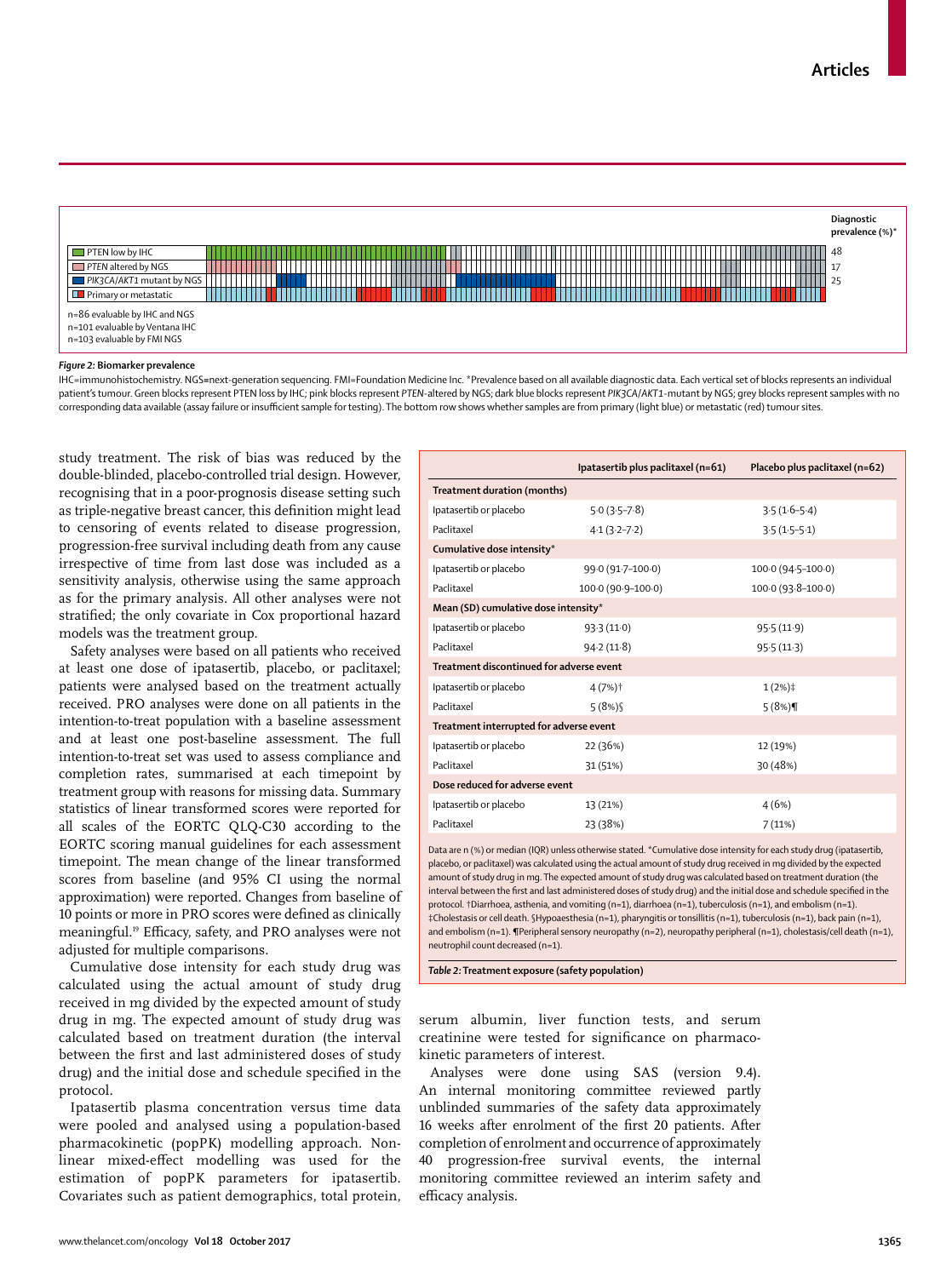| | Diagnostic prevalence (%)* |
|---|---|
| PTEN low by IHC | 48 |
| *PTEN* altered by NGS | 17 |
| *PIK3CA/AKT1* mutant by NGS | 25 |
| Primary or metastatic | |

n=86 evaluable by IHC and NGS
n=101 evaluable by Ventana IHC
n=103 evaluable by FMI NGS

***Figure 2:*** **Biomarker prevalence**
IHC=immunohistochemistry. NGS=next-generation sequencing. FMI=Foundation Medicine Inc. *Prevalence based on all available diagnostic data. Each vertical set of blocks represents an individual patient's tumour. Green blocks represent PTEN loss by IHC; pink blocks represent *PTEN*-altered by NGS; dark blue blocks represent *PIK3CA/AKT1*-mutant by NGS; grey blocks represent samples with no corresponding data available (assay failure or insufficient sample for testing). The bottom row shows whether samples are from primary (light blue) or metastatic (red) tumour sites.

study treatment. The risk of bias was reduced by the double-blinded, placebo-controlled trial design. However, recognising that in a poor-prognosis disease setting such as triple-negative breast cancer, this definition might lead to censoring of events related to disease progression, progression-free survival including death from any cause irrespective of time from last dose was included as a sensitivity analysis, otherwise using the same approach as for the primary analysis. All other analyses were not stratified; the only covariate in Cox proportional hazard models was the treatment group.

Safety analyses were based on all patients who received at least one dose of ipatasertib, placebo, or paclitaxel; patients were analysed based on the treatment actually received. PRO analyses were done on all patients in the intention-to-treat population with a baseline assessment and at least one post-baseline assessment. The full intention-to-treat set was used to assess compliance and completion rates, summarised at each timepoint by treatment group with reasons for missing data. Summary statistics of linear transformed scores were reported for all scales of the EORTC QLQ-C30 according to the EORTC scoring manual guidelines for each assessment timepoint. The mean change of the linear transformed scores from baseline (and 95% CI using the normal approximation) were reported. Changes from baseline of 10 points or more in PRO scores were defined as clinically meaningful.[19] Efficacy, safety, and PRO analyses were not adjusted for multiple comparisons.

Cumulative dose intensity for each study drug was calculated using the actual amount of study drug received in mg divided by the expected amount of study drug in mg. The expected amount of study drug was calculated based on treatment duration (the interval between the first and last administered doses of study drug) and the initial dose and schedule specified in the protocol.

Ipatasertib plasma concentration versus time data were pooled and analysed using a population-based pharmacokinetic (popPK) modelling approach. Non-linear mixed-effect modelling was used for the estimation of popPK parameters for ipatasertib. Covariates such as patient demographics, total protein, serum albumin, liver function tests, and serum creatinine were tested for significance on pharmacokinetic parameters of interest.

Analyses were done using SAS (version 9.4). An internal monitoring committee reviewed partly unblinded summaries of the safety data approximately 16 weeks after enrolment of the first 20 patients. After completion of enrolment and occurrence of approximately 40 progression-free survival events, the internal monitoring committee reviewed an interim safety and efficacy analysis.

| | Ipatasertib plus paclitaxel (n=61) | Placebo plus paclitaxel (n=62) |
|---|---|---|
| **Treatment duration (months)** | | |
| Ipatasertib or placebo | 5·0 (3·5–7·8) | 3·5 (1·6–5·4) |
| Paclitaxel | 4·1 (3·2–7·2) | 3·5 (1·5–5·1) |
| **Cumulative dose intensity*** | | |
| Ipatasertib or placebo | 99·0 (91·7–100·0) | 100·0 (94·5–100·0) |
| Paclitaxel | 100·0 (90·9–100·0) | 100·0 (93·8–100·0) |
| **Mean (SD) cumulative dose intensity*** | | |
| Ipatasertib or placebo | 93·3 (11·0) | 95·5 (11·9) |
| Paclitaxel | 94·2 (11·8) | 95·5 (11·3) |
| **Treatment discontinued for adverse event** | | |
| Ipatasertib or placebo | 4 (7%)† | 1 (2%)‡ |
| Paclitaxel | 5 (8%)§ | 5 (8%)¶ |
| **Treatment interrupted for adverse event** | | |
| Ipatasertib or placebo | 22 (36%) | 12 (19%) |
| Paclitaxel | 31 (51%) | 30 (48%) |
| **Dose reduced for adverse event** | | |
| Ipatasertib or placebo | 13 (21%) | 4 (6%) |
| Paclitaxel | 23 (38%) | 7 (11%) |

Data are n (%) or median (IQR) unless otherwise stated. *Cumulative dose intensity for each study drug (ipatasertib, placebo, or paclitaxel) was calculated using the actual amount of study drug received in mg divided by the expected amount of study drug in mg. The expected amount of study drug was calculated based on treatment duration (the interval between the first and last administered doses of study drug) and the initial dose and schedule specified in the protocol. †Diarrhoea, asthenia, and vomiting (n=1), diarrhoea (n=1), tuberculosis (n=1), and embolism (n=1). ‡Cholestasis or cell death. §Hypoaesthesia (n=1), pharyngitis or tonsillitis (n=1), tuberculosis (n=1), back pain (n=1), and embolism (n=1). ¶Peripheral sensory neuropathy (n=2), neuropathy peripheral (n=1), cholestasis/cell death (n=1), neutrophil count decreased (n=1).

***Table 2:*** **Treatment exposure (safety population)**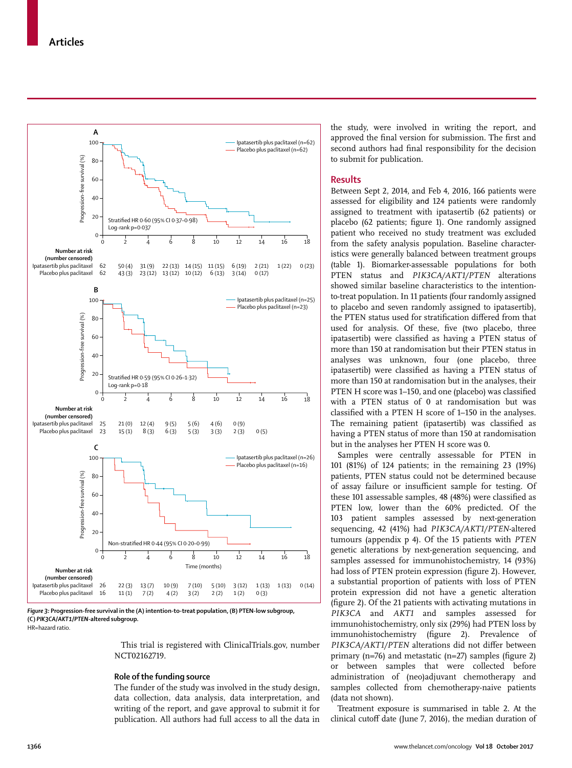**A**

Stratified HR 0·60 (95% CI 0·37–0·98)
Log-rank p=0·037

Ipatasertib plus paclitaxel (n=62)
Placebo plus paclitaxel (n=62)

| Number at risk (number censored) | 0 | 2 | 4 | 6 | 8 | 10 | 12 | 14 | 16 | 18 |
|---|---|---|---|---|---|---|---|---|---|---|
| Ipatasertib plus paclitaxel | 62 | 50 (4) | 31 (9) | 22 (13) | 14 (15) | 11 (15) | 6 (19) | 2 (21) | 1 (22) | 0 (23) |
| Placebo plus paclitaxel | 62 | 43 (3) | 23 (12) | 13 (12) | 10 (12) | 6 (13) | 3 (14) | 0 (17) | | |

**B**

Stratified HR 0·59 (95% CI 0·26–1·32)
Log-rank p=0·18

Ipatasertib plus paclitaxel (n=25)
Placebo plus paclitaxel (n=23)

| Number at risk (number censored) | 0 | 2 | 4 | 6 | 8 | 10 | 12 | 14 |
|---|---|---|---|---|---|---|---|---|
| Ipatasertib plus paclitaxel | 25 | 21 (0) | 12 (4) | 9 (5) | 5 (6) | 4 (6) | 0 (9) | |
| Placebo plus paclitaxel | 23 | 15 (1) | 8 (3) | 6 (3) | 5 (3) | 3 (3) | 2 (3) | 0 (5) |

**C**

Non-stratified HR 0·44 (95% CI 0·20–0·99)

Ipatasertib plus paclitaxel (n=26)
Placebo plus paclitaxel (n=16)

| Number at risk (number censored) | 0 | 2 | 4 | 6 | 8 | 10 | 12 | 14 | 16 | 18 |
|---|---|---|---|---|---|---|---|---|---|---|
| Ipatasertib plus paclitaxel | 26 | 22 (3) | 13 (7) | 10 (9) | 7 (10) | 5 (10) | 3 (12) | 1 (13) | 1 (13) | 0 (14) |
| Placebo plus paclitaxel | 16 | 11 (1) | 7 (2) | 4 (2) | 3 (2) | 2 (2) | 1 (2) | 0 (3) | | |

Time (months)

**Figure 3: Progression-free survival in the (A) intention-to-treat population, (B) PTEN-low subgroup, (C) *PIK3CA/AKT1/PTEN*-altered subgroup.**
HR=hazard ratio.

This trial is registered with ClinicalTrials.gov, number NCT02162719.

### Role of the funding source

The funder of the study was involved in the study design, data collection, data analysis, data interpretation, and writing of the report, and gave approval to submit it for publication. All authors had full access to all the data in the study, were involved in writing the report, and approved the final version for submission. The first and second authors had final responsibility for the decision to submit for publication.

## Results

Between Sept 2, 2014, and Feb 4, 2016, 166 patients were assessed for eligibility and 124 patients were randomly assigned to treatment with ipatasertib (62 patients) or placebo (62 patients; figure 1). One randomly assigned patient who received no study treatment was excluded from the safety analysis population. Baseline characteristics were generally balanced between treatment groups (table 1). Biomarker-assessable populations for both PTEN status and *PIK3CA/AKT1/PTEN* alterations showed similar baseline characteristics to the intention-to-treat population. In 11 patients (four randomly assigned to placebo and seven randomly assigned to ipatasertib), the PTEN status used for stratification differed from that used for analysis. Of these, five (two placebo, three ipatasertib) were classified as having a PTEN status of more than 150 at randomisation but their PTEN status in analyses was unknown, four (one placebo, three ipatasertib) were classified as having a PTEN status of more than 150 at randomisation but in the analyses, their PTEN H score was 1–150, and one (placebo) was classified with a PTEN status of 0 at randomisation but was classified with a PTEN H score of 1–150 in the analyses. The remaining patient (ipatasertib) was classified as having a PTEN status of more than 150 at randomisation but in the analyses her PTEN H score was 0.

Samples were centrally assessable for PTEN in 101 (81%) of 124 patients; in the remaining 23 (19%) patients, PTEN status could not be determined because of assay failure or insufficient sample for testing. Of these 101 assessable samples, 48 (48%) were classified as PTEN low, lower than the 60% predicted. Of the 103 patient samples assessed by next-generation sequencing, 42 (41%) had *PIK3CA/AKT1/PTEN*-altered tumours (appendix p 4). Of the 15 patients with *PTEN* genetic alterations by next-generation sequencing, and samples assessed for immunohistochemistry, 14 (93%) had loss of PTEN protein expression (figure 2). However, a substantial proportion of patients with loss of PTEN protein expression did not have a genetic alteration (figure 2). Of the 21 patients with activating mutations in *PIK3CA* and *AKT1* and samples assessed for immunohistochemistry, only six (29%) had PTEN loss by immunohistochemistry (figure 2). Prevalence of *PIK3CA/AKT1/PTEN* alterations did not differ between primary (n=76) and metastatic (n=27) samples (figure 2) or between samples that were collected before administration of (neo)adjuvant chemotherapy and samples collected from chemotherapy-naive patients (data not shown).

Treatment exposure is summarised in table 2. At the clinical cutoff date (June 7, 2016), the median duration of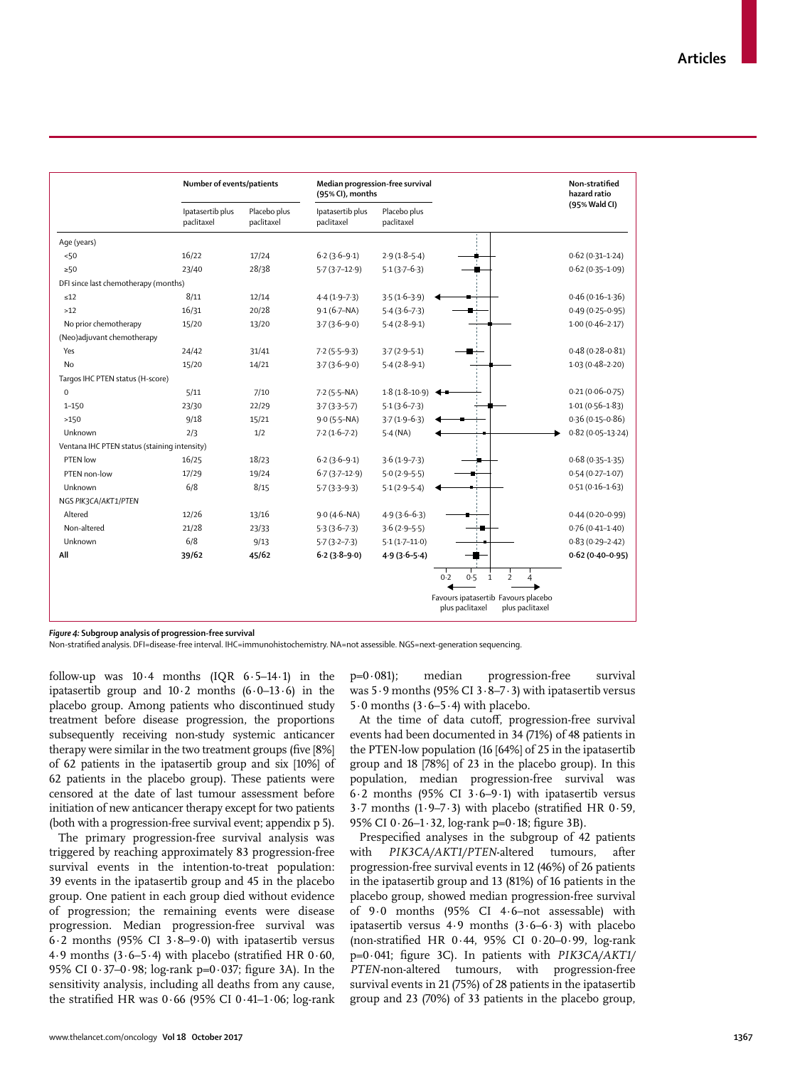| | Number of events/patients | | Median progression-free survival (95% CI), months | | Non-stratified hazard ratio (95% Wald CI) |
|---|---|---|---|---|---|
| | Ipatasertib plus paclitaxel | Placebo plus paclitaxel | Ipatasertib plus paclitaxel | Placebo plus paclitaxel | |
| **Age (years)** | | | | | |
| <50 | 16/22 | 17/24 | 6·2 (3·6–9·1) | 2·9 (1·8–5·4) | 0·62 (0·31–1·24) |
| ≥50 | 23/40 | 28/38 | 5·7 (3·7–12·9) | 5·1 (3·7–6·3) | 0·62 (0·35–1·09) |
| **DFI since last chemotherapy (months)** | | | | | |
| ≤12 | 8/11 | 12/14 | 4·4 (1·9–7·3) | 3·5 (1·6–3·9) | 0·46 (0·16–1·36) |
| >12 | 16/31 | 20/28 | 9·1 (6·7–NA) | 5·4 (3·6–7·3) | 0·49 (0·25–0·95) |
| No prior chemotherapy | 15/20 | 13/20 | 3·7 (3·6–9·0) | 5·4 (2·8–9·1) | 1·00 (0·46–2·17) |
| **(Neo)adjuvant chemotherapy** | | | | | |
| Yes | 24/42 | 31/41 | 7·2 (5·5–9·3) | 3·7 (2·9–5·1) | 0·48 (0·28–0·81) |
| No | 15/20 | 14/21 | 3·7 (3·6–9·0) | 5·4 (2·8–9·1) | 1·03 (0·48–2·20) |
| **Targos IHC PTEN status (H-score)** | | | | | |
| 0 | 5/11 | 7/10 | 7·2 (5·5–NA) | 1·8 (1·8–10·9) | 0·21 (0·06–0·75) |
| 1–150 | 23/30 | 22/29 | 3·7 (3·3–5·7) | 5·1 (3·6–7·3) | 1·01 (0·56–1·83) |
| >150 | 9/18 | 15/21 | 9·0 (5·5–NA) | 3·7 (1·9–6·3) | 0·36 (0·15–0·86) |
| Unknown | 2/3 | 1/2 | 7·2 (1·6–7·2) | 5·4 (NA) | 0·82 (0·05–13·24) |
| **Ventana IHC PTEN status (staining intensity)** | | | | | |
| PTEN low | 16/25 | 18/23 | 6·2 (3·6–9·1) | 3·6 (1·9–7·3) | 0·68 (0·35–1·35) |
| PTEN non-low | 17/29 | 19/24 | 6·7 (3·7–12·9) | 5·0 (2·9–5·5) | 0·54 (0·27–1·07) |
| Unknown | 6/8 | 8/15 | 5·7 (3·3–9·3) | 5·1 (2·9–5·4) | 0·51 (0·16–1·63) |
| **NGS *PIK3CA/AKT1/PTEN*** | | | | | |
| Altered | 12/26 | 13/16 | 9·0 (4·6–NA) | 4·9 (3·6–6·3) | 0·44 (0·20–0·99) |
| Non-altered | 21/28 | 23/33 | 5·3 (3·6–7·3) | 3·6 (2·9–5·5) | 0·76 (0·41–1·40) |
| Unknown | 6/8 | 9/13 | 5·7 (3·2–7·3) | 5·1 (1·7–11·0) | 0·83 (0·29–2·42) |
| **All** | **39/62** | **45/62** | **6·2 (3·8–9·0)** | **4·9 (3·6–5·4)** | **0·62 (0·40–0·95)** |

← Favours ipatasertib plus paclitaxel | Favours placebo plus paclitaxel →

***Figure 4:*** **Subgroup analysis of progression-free survival**
Non-stratified analysis. DFI=disease-free interval. IHC=immunohistochemistry. NA=not assessible. NGS=next-generation sequencing.

follow-up was 10·4 months (IQR 6·5–14·1) in the ipatasertib group and 10·2 months (6·0–13·6) in the placebo group. Among patients who discontinued study treatment before disease progression, the proportions subsequently receiving non-study systemic anticancer therapy were similar in the two treatment groups (five [8%] of 62 patients in the ipatasertib group and six [10%] of 62 patients in the placebo group). These patients were censored at the date of last tumour assessment before initiation of new anticancer therapy except for two patients (both with a progression-free survival event; appendix p 5).

The primary progression-free survival analysis was triggered by reaching approximately 83 progression-free survival events in the intention-to-treat population: 39 events in the ipatasertib group and 45 in the placebo group. One patient in each group died without evidence of progression; the remaining events were disease progression. Median progression-free survival was 6·2 months (95% CI 3·8–9·0) with ipatasertib versus 4·9 months (3·6–5·4) with placebo (stratified HR 0·60, 95% CI 0·37–0·98; log-rank p=0·037; figure 3A). In the sensitivity analysis, including all deaths from any cause, the stratified HR was 0·66 (95% CI 0·41–1·06; log-rank p=0·081); median progression-free survival was 5·9 months (95% CI 3·8–7·3) with ipatasertib versus 5·0 months (3·6–5·4) with placebo.

At the time of data cutoff, progression-free survival events had been documented in 34 (71%) of 48 patients in the PTEN-low population (16 [64%] of 25 in the ipatasertib group and 18 [78%] of 23 in the placebo group). In this population, median progression-free survival was 6·2 months (95% CI 3·6–9·1) with ipatasertib versus 3·7 months (1·9–7·3) with placebo (stratified HR 0·59, 95% CI 0·26–1·32, log-rank p=0·18; figure 3B).

Prespecified analyses in the subgroup of 42 patients with *PIK3CA/AKT1/PTEN*-altered tumours, after progression-free survival events in 12 (46%) of 26 patients in the ipatasertib group and 13 (81%) of 16 patients in the placebo group, showed median progression-free survival of 9·0 months (95% CI 4·6–not assessable) with ipatasertib versus 4·9 months (3·6–6·3) with placebo (non-stratified HR 0·44, 95% CI 0·20–0·99, log-rank p=0·041; figure 3C). In patients with *PIK3CA/AKT1/PTEN*-non-altered tumours, with progression-free survival events in 21 (75%) of 28 patients in the ipatasertib group and 23 (70%) of 33 patients in the placebo group,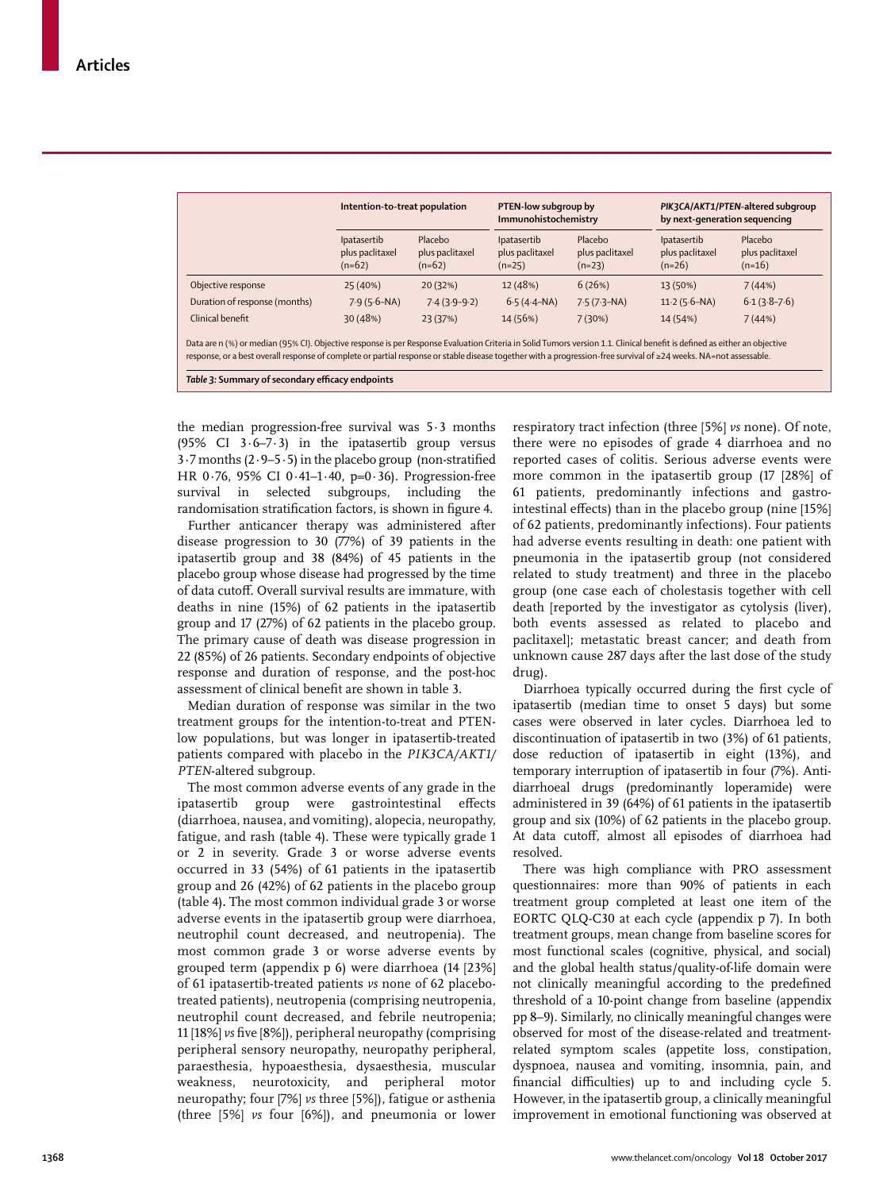| | Intention-to-treat population | | PTEN-low subgroup by Immunohistochemistry | | *PIK3CA/AKT1/PTEN*-altered subgroup by next-generation sequencing | |
|---|---|---|---|---|---|---|
| | Ipatasertib plus paclitaxel (n=62) | Placebo plus paclitaxel (n=62) | Ipatasertib plus paclitaxel (n=25) | Placebo plus paclitaxel (n=23) | Ipatasertib plus paclitaxel (n=26) | Placebo plus paclitaxel (n=16) |
| Objective response | 25 (40%) | 20 (32%) | 12 (48%) | 6 (26%) | 13 (50%) | 7 (44%) |
| Duration of response (months) | 7·9 (5·6–NA) | 7·4 (3·9–9·2) | 6·5 (4·4–NA) | 7·5 (7·3–NA) | 11·2 (5·6–NA) | 6·1 (3·8–7·6) |
| Clinical benefit | 30 (48%) | 23 (37%) | 14 (56%) | 7 (30%) | 14 (54%) | 7 (44%) |

Data are n (%) or median (95% CI). Objective response is per Response Evaluation Criteria in Solid Tumors version 1.1. Clinical benefit is defined as either an objective response, or a best overall response of complete or partial response or stable disease together with a progression-free survival of ≥24 weeks. NA=not assessable.

**Table 3: Summary of secondary efficacy endpoints**

the median progression-free survival was 5·3 months (95% CI 3·6–7·3) in the ipatasertib group versus 3·7 months (2·9–5·5) in the placebo group (non-stratified HR 0·76, 95% CI 0·41–1·40, p=0·36). Progression-free survival in selected subgroups, including the randomisation stratification factors, is shown in figure 4.

Further anticancer therapy was administered after disease progression to 30 (77%) of 39 patients in the ipatasertib group and 38 (84%) of 45 patients in the placebo group whose disease had progressed by the time of data cutoff. Overall survival results are immature, with deaths in nine (15%) of 62 patients in the ipatasertib group and 17 (27%) of 62 patients in the placebo group. The primary cause of death was disease progression in 22 (85%) of 26 patients. Secondary endpoints of objective response and duration of response, and the post-hoc assessment of clinical benefit are shown in table 3.

Median duration of response was similar in the two treatment groups for the intention-to-treat and PTEN-low populations, but was longer in ipatasertib-treated patients compared with placebo in the *PIK3CA/AKT1/PTEN*-altered subgroup.

The most common adverse events of any grade in the ipatasertib group were gastrointestinal effects (diarrhoea, nausea, and vomiting), alopecia, neuropathy, fatigue, and rash (table 4). These were typically grade 1 or 2 in severity. Grade 3 or worse adverse events occurred in 33 (54%) of 61 patients in the ipatasertib group and 26 (42%) of 62 patients in the placebo group (table 4). The most common individual grade 3 or worse adverse events in the ipatasertib group were diarrhoea, neutrophil count decreased, and neutropenia). The most common grade 3 or worse adverse events by grouped term (appendix p 6) were diarrhoea (14 [23%] of 61 ipatasertib-treated patients *vs* none of 62 placebo-treated patients), neutropenia (comprising neutropenia, neutrophil count decreased, and febrile neutropenia; 11 [18%] *vs* five [8%]), peripheral neuropathy (comprising peripheral sensory neuropathy, neuropathy peripheral, paraesthesia, hypoaesthesia, dysaesthesia, muscular weakness, neurotoxicity, and peripheral motor neuropathy; four [7%] *vs* three [5%]), fatigue or asthenia (three [5%] *vs* four [6%]), and pneumonia or lower respiratory tract infection (three [5%] *vs* none). Of note, there were no episodes of grade 4 diarrhoea and no reported cases of colitis. Serious adverse events were more common in the ipatasertib group (17 [28%] of 61 patients, predominantly infections and gastrointestinal effects) than in the placebo group (nine [15%] of 62 patients, predominantly infections). Four patients had adverse events resulting in death: one patient with pneumonia in the ipatasertib group (not considered related to study treatment) and three in the placebo group (one case each of cholestasis together with cell death [reported by the investigator as cytolysis (liver), both events assessed as related to placebo and paclitaxel]; metastatic breast cancer; and death from unknown cause 287 days after the last dose of the study drug).

Diarrhoea typically occurred during the first cycle of ipatasertib (median time to onset 5 days) but some cases were observed in later cycles. Diarrhoea led to discontinuation of ipatasertib in two (3%) of 61 patients, dose reduction of ipatasertib in eight (13%), and temporary interruption of ipatasertib in four (7%). Anti-diarrhoeal drugs (predominantly loperamide) were administered in 39 (64%) of 61 patients in the ipatasertib group and six (10%) of 62 patients in the placebo group. At data cutoff, almost all episodes of diarrhoea had resolved.

There was high compliance with PRO assessment questionnaires: more than 90% of patients in each treatment group completed at least one item of the EORTC QLQ-C30 at each cycle (appendix p 7). In both treatment groups, mean change from baseline scores for most functional scales (cognitive, physical, and social) and the global health status/quality-of-life domain were not clinically meaningful according to the predefined threshold of a 10-point change from baseline (appendix pp 8–9). Similarly, no clinically meaningful changes were observed for most of the disease-related and treatment-related symptom scales (appetite loss, constipation, dyspnoea, nausea and vomiting, insomnia, pain, and financial difficulties) up to and including cycle 5. However, in the ipatasertib group, a clinically meaningful improvement in emotional functioning was observed at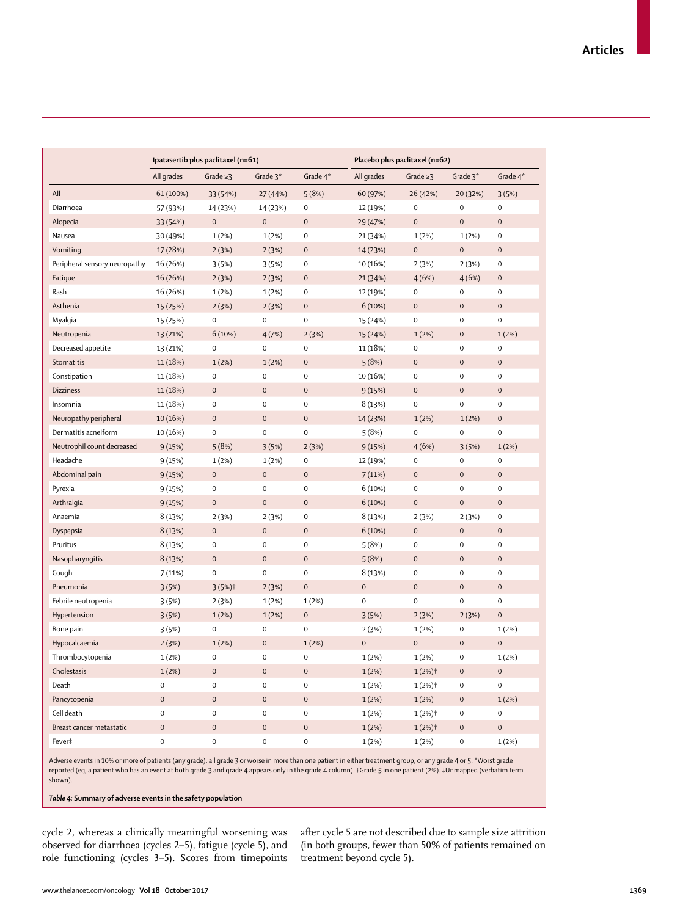| | Ipatasertib plus paclitaxel (n=61) | | | | Placebo plus paclitaxel (n=62) | | | |
|---|---|---|---|---|---|---|---|---|
| | All grades | Grade ≥3 | Grade 3* | Grade 4* | All grades | Grade ≥3 | Grade 3* | Grade 4* |
| All | 61 (100%) | 33 (54%) | 27 (44%) | 5 (8%) | 60 (97%) | 26 (42%) | 20 (32%) | 3 (5%) |
| Diarrhoea | 57 (93%) | 14 (23%) | 14 (23%) | 0 | 12 (19%) | 0 | 0 | 0 |
| Alopecia | 33 (54%) | 0 | 0 | 0 | 29 (47%) | 0 | 0 | 0 |
| Nausea | 30 (49%) | 1 (2%) | 1 (2%) | 0 | 21 (34%) | 1 (2%) | 1 (2%) | 0 |
| Vomiting | 17 (28%) | 2 (3%) | 2 (3%) | 0 | 14 (23%) | 0 | 0 | 0 |
| Peripheral sensory neuropathy | 16 (26%) | 3 (5%) | 3 (5%) | 0 | 10 (16%) | 2 (3%) | 2 (3%) | 0 |
| Fatigue | 16 (26%) | 2 (3%) | 2 (3%) | 0 | 21 (34%) | 4 (6%) | 4 (6%) | 0 |
| Rash | 16 (26%) | 1 (2%) | 1 (2%) | 0 | 12 (19%) | 0 | 0 | 0 |
| Asthenia | 15 (25%) | 2 (3%) | 2 (3%) | 0 | 6 (10%) | 0 | 0 | 0 |
| Myalgia | 15 (25%) | 0 | 0 | 0 | 15 (24%) | 0 | 0 | 0 |
| Neutropenia | 13 (21%) | 6 (10%) | 4 (7%) | 2 (3%) | 15 (24%) | 1 (2%) | 0 | 1 (2%) |
| Decreased appetite | 13 (21%) | 0 | 0 | 0 | 11 (18%) | 0 | 0 | 0 |
| Stomatitis | 11 (18%) | 1 (2%) | 1 (2%) | 0 | 5 (8%) | 0 | 0 | 0 |
| Constipation | 11 (18%) | 0 | 0 | 0 | 10 (16%) | 0 | 0 | 0 |
| Dizziness | 11 (18%) | 0 | 0 | 0 | 9 (15%) | 0 | 0 | 0 |
| Insomnia | 11 (18%) | 0 | 0 | 0 | 8 (13%) | 0 | 0 | 0 |
| Neuropathy peripheral | 10 (16%) | 0 | 0 | 0 | 14 (23%) | 1 (2%) | 1 (2%) | 0 |
| Dermatitis acneiform | 10 (16%) | 0 | 0 | 0 | 5 (8%) | 0 | 0 | 0 |
| Neutrophil count decreased | 9 (15%) | 5 (8%) | 3 (5%) | 2 (3%) | 9 (15%) | 4 (6%) | 3 (5%) | 1 (2%) |
| Headache | 9 (15%) | 1 (2%) | 1 (2%) | 0 | 12 (19%) | 0 | 0 | 0 |
| Abdominal pain | 9 (15%) | 0 | 0 | 0 | 7 (11%) | 0 | 0 | 0 |
| Pyrexia | 9 (15%) | 0 | 0 | 0 | 6 (10%) | 0 | 0 | 0 |
| Arthralgia | 9 (15%) | 0 | 0 | 0 | 6 (10%) | 0 | 0 | 0 |
| Anaemia | 8 (13%) | 2 (3%) | 2 (3%) | 0 | 8 (13%) | 2 (3%) | 2 (3%) | 0 |
| Dyspepsia | 8 (13%) | 0 | 0 | 0 | 6 (10%) | 0 | 0 | 0 |
| Pruritus | 8 (13%) | 0 | 0 | 0 | 5 (8%) | 0 | 0 | 0 |
| Nasopharyngitis | 8 (13%) | 0 | 0 | 0 | 5 (8%) | 0 | 0 | 0 |
| Cough | 7 (11%) | 0 | 0 | 0 | 8 (13%) | 0 | 0 | 0 |
| Pneumonia | 3 (5%) | 3 (5%)† | 2 (3%) | 0 | 0 | 0 | 0 | 0 |
| Febrile neutropenia | 3 (5%) | 2 (3%) | 1 (2%) | 1 (2%) | 0 | 0 | 0 | 0 |
| Hypertension | 3 (5%) | 1 (2%) | 1 (2%) | 0 | 3 (5%) | 2 (3%) | 2 (3%) | 0 |
| Bone pain | 3 (5%) | 0 | 0 | 0 | 2 (3%) | 1 (2%) | 0 | 1 (2%) |
| Hypocalcaemia | 2 (3%) | 1 (2%) | 0 | 1 (2%) | 0 | 0 | 0 | 0 |
| Thrombocytopenia | 1 (2%) | 0 | 0 | 0 | 1 (2%) | 1 (2%) | 0 | 1 (2%) |
| Cholestasis | 1 (2%) | 0 | 0 | 0 | 1 (2%) | 1 (2%)† | 0 | 0 |
| Death | 0 | 0 | 0 | 0 | 1 (2%) | 1 (2%)† | 0 | 0 |
| Pancytopenia | 0 | 0 | 0 | 0 | 1 (2%) | 1 (2%) | 0 | 1 (2%) |
| Cell death | 0 | 0 | 0 | 0 | 1 (2%) | 1 (2%)† | 0 | 0 |
| Breast cancer metastatic | 0 | 0 | 0 | 0 | 1 (2%) | 1 (2%)† | 0 | 0 |
| Fever‡ | 0 | 0 | 0 | 0 | 1 (2%) | 1 (2%) | 0 | 1 (2%) |

Adverse events in 10% or more of patients (any grade), all grade 3 or worse in more than one patient in either treatment group, or any grade 4 or 5. *Worst grade reported (eg, a patient who has an event at both grade 3 and grade 4 appears only in the grade 4 column). †Grade 5 in one patient (2%). ‡Unmapped (verbatim term shown).

***Table 4:*** **Summary of adverse events in the safety population**

cycle 2, whereas a clinically meaningful worsening was observed for diarrhoea (cycles 2–5), fatigue (cycle 5), and role functioning (cycles 3–5). Scores from timepoints after cycle 5 are not described due to sample size attrition (in both groups, fewer than 50% of patients remained on treatment beyond cycle 5).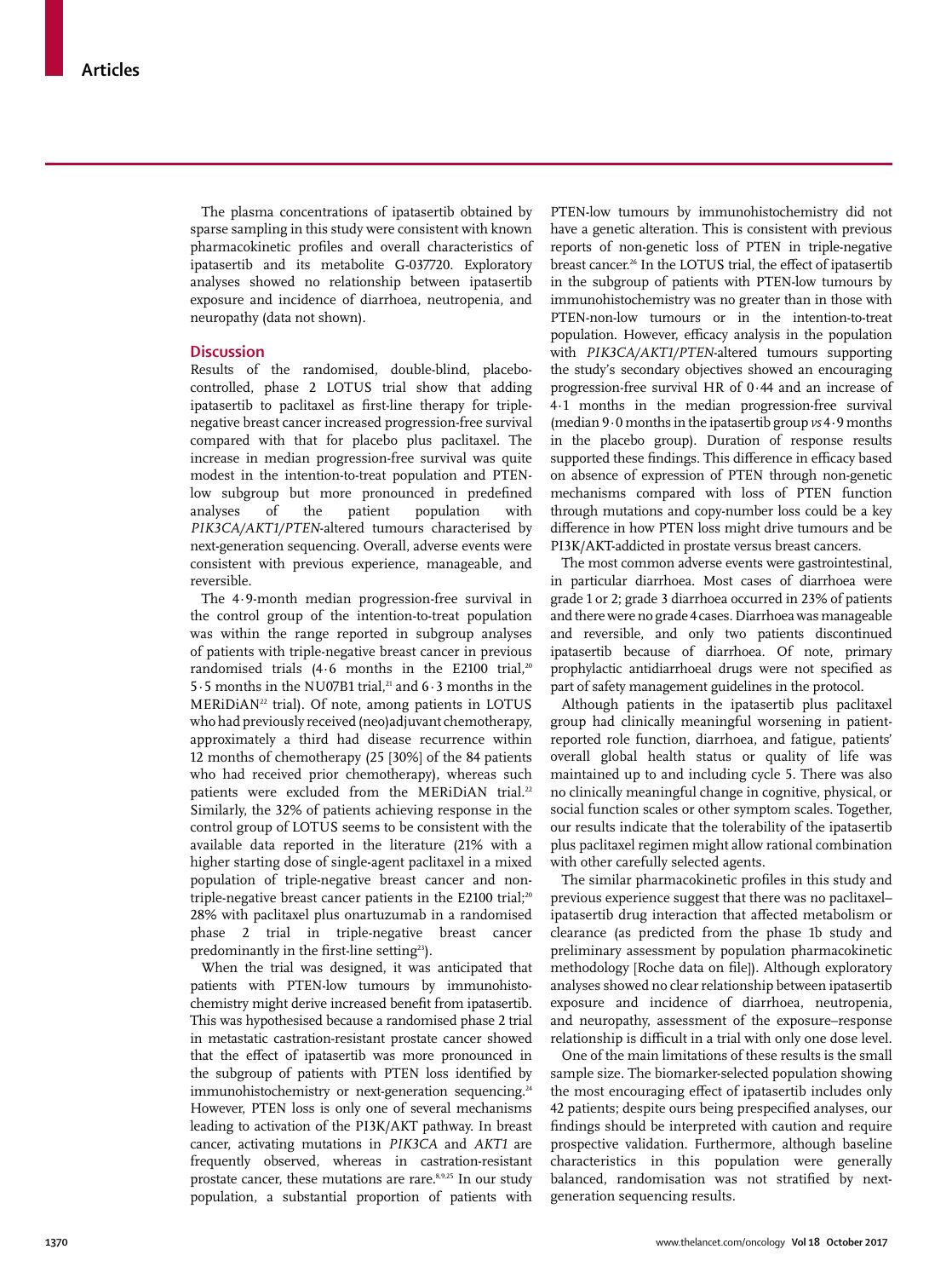The plasma concentrations of ipatasertib obtained by sparse sampling in this study were consistent with known pharmacokinetic profiles and overall characteristics of ipatasertib and its metabolite G-037720. Exploratory analyses showed no relationship between ipatasertib exposure and incidence of diarrhoea, neutropenia, and neuropathy (data not shown).

## Discussion

Results of the randomised, double-blind, placebo-controlled, phase 2 LOTUS trial show that adding ipatasertib to paclitaxel as first-line therapy for triple-negative breast cancer increased progression-free survival compared with that for placebo plus paclitaxel. The increase in median progression-free survival was quite modest in the intention-to-treat population and PTEN-low subgroup but more pronounced in predefined analyses of the patient population with *PIK3CA/AKT1/PTEN*-altered tumours characterised by next-generation sequencing. Overall, adverse events were consistent with previous experience, manageable, and reversible.

The 4·9-month median progression-free survival in the control group of the intention-to-treat population was within the range reported in subgroup analyses of patients with triple-negative breast cancer in previous randomised trials (4·6 months in the E2100 trial,[20] 5·5 months in the NU07B1 trial,[21] and 6·3 months in the MERiDiAN[22] trial). Of note, among patients in LOTUS who had previously received (neo)adjuvant chemotherapy, approximately a third had disease recurrence within 12 months of chemotherapy (25 [30%] of the 84 patients who had received prior chemotherapy), whereas such patients were excluded from the MERiDiAN trial.[22] Similarly, the 32% of patients achieving response in the control group of LOTUS seems to be consistent with the available data reported in the literature (21% with a higher starting dose of single-agent paclitaxel in a mixed population of triple-negative breast cancer and non-triple-negative breast cancer patients in the E2100 trial;[20] 28% with paclitaxel plus onartuzumab in a randomised phase 2 trial in triple-negative breast cancer predominantly in the first-line setting[23]).

When the trial was designed, it was anticipated that patients with PTEN-low tumours by immunohistochemistry might derive increased benefit from ipatasertib. This was hypothesised because a randomised phase 2 trial in metastatic castration-resistant prostate cancer showed that the effect of ipatasertib was more pronounced in the subgroup of patients with PTEN loss identified by immunohistochemistry or next-generation sequencing.[24] However, PTEN loss is only one of several mechanisms leading to activation of the PI3K/AKT pathway. In breast cancer, activating mutations in *PIK3CA* and *AKT1* are frequently observed, whereas in castration-resistant prostate cancer, these mutations are rare.[8,9,25] In our study population, a substantial proportion of patients with PTEN-low tumours by immunohistochemistry did not have a genetic alteration. This is consistent with previous reports of non-genetic loss of PTEN in triple-negative breast cancer.[26] In the LOTUS trial, the effect of ipatasertib in the subgroup of patients with PTEN-low tumours by immunohistochemistry was no greater than in those with PTEN-non-low tumours or in the intention-to-treat population. However, efficacy analysis in the population with *PIK3CA/AKT1/PTEN*-altered tumours supporting the study's secondary objectives showed an encouraging progression-free survival HR of 0·44 and an increase of 4·1 months in the median progression-free survival (median 9·0 months in the ipatasertib group *vs* 4·9 months in the placebo group). Duration of response results supported these findings. This difference in efficacy based on absence of expression of PTEN through non-genetic mechanisms compared with loss of PTEN function through mutations and copy-number loss could be a key difference in how PTEN loss might drive tumours and be PI3K/AKT-addicted in prostate versus breast cancers.

The most common adverse events were gastrointestinal, in particular diarrhoea. Most cases of diarrhoea were grade 1 or 2; grade 3 diarrhoea occurred in 23% of patients and there were no grade 4 cases. Diarrhoea was manageable and reversible, and only two patients discontinued ipatasertib because of diarrhoea. Of note, primary prophylactic antidiarrhoeal drugs were not specified as part of safety management guidelines in the protocol.

Although patients in the ipatasertib plus paclitaxel group had clinically meaningful worsening in patient-reported role function, diarrhoea, and fatigue, patients' overall global health status or quality of life was maintained up to and including cycle 5. There was also no clinically meaningful change in cognitive, physical, or social function scales or other symptom scales. Together, our results indicate that the tolerability of the ipatasertib plus paclitaxel regimen might allow rational combination with other carefully selected agents.

The similar pharmacokinetic profiles in this study and previous experience suggest that there was no paclitaxel–ipatasertib drug interaction that affected metabolism or clearance (as predicted from the phase 1b study and preliminary assessment by population pharmacokinetic methodology [Roche data on file]). Although exploratory analyses showed no clear relationship between ipatasertib exposure and incidence of diarrhoea, neutropenia, and neuropathy, assessment of the exposure–response relationship is difficult in a trial with only one dose level.

One of the main limitations of these results is the small sample size. The biomarker-selected population showing the most encouraging effect of ipatasertib includes only 42 patients; despite ours being prespecified analyses, our findings should be interpreted with caution and require prospective validation. Furthermore, although baseline characteristics in this population were generally balanced, randomisation was not stratified by next-generation sequencing results.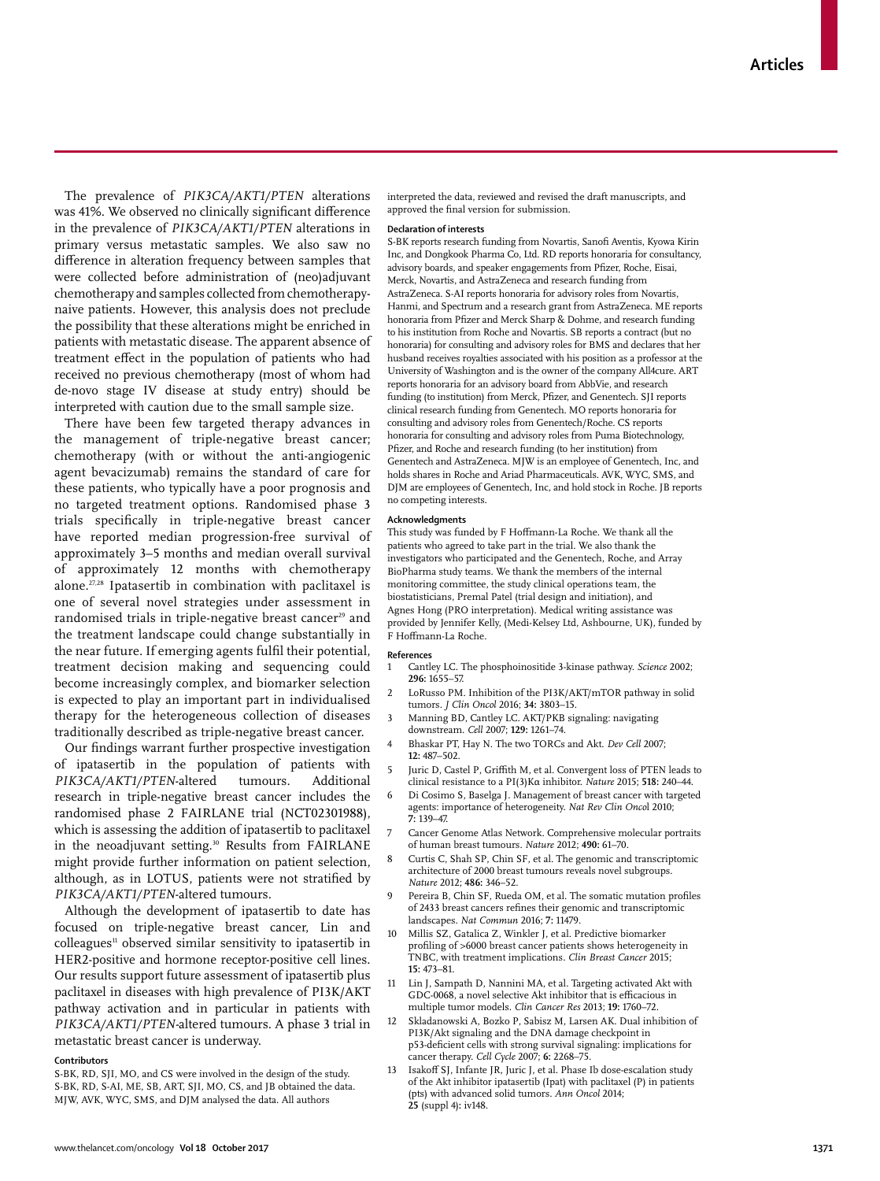The prevalence of *PIK3CA/AKT1/PTEN* alterations was 41%. We observed no clinically significant difference in the prevalence of *PIK3CA/AKT1/PTEN* alterations in primary versus metastatic samples. We also saw no difference in alteration frequency between samples that were collected before administration of (neo)adjuvant chemotherapy and samples collected from chemotherapy-naive patients. However, this analysis does not preclude the possibility that these alterations might be enriched in patients with metastatic disease. The apparent absence of treatment effect in the population of patients who had received no previous chemotherapy (most of whom had de-novo stage IV disease at study entry) should be interpreted with caution due to the small sample size.

There have been few targeted therapy advances in the management of triple-negative breast cancer; chemotherapy (with or without the anti-angiogenic agent bevacizumab) remains the standard of care for these patients, who typically have a poor prognosis and no targeted treatment options. Randomised phase 3 trials specifically in triple-negative breast cancer have reported median progression-free survival of approximately 3–5 months and median overall survival of approximately 12 months with chemotherapy alone.[27,28] Ipatasertib in combination with paclitaxel is one of several novel strategies under assessment in randomised trials in triple-negative breast cancer[29] and the treatment landscape could change substantially in the near future. If emerging agents fulfil their potential, treatment decision making and sequencing could become increasingly complex, and biomarker selection is expected to play an important part in individualised therapy for the heterogeneous collection of diseases traditionally described as triple-negative breast cancer.

Our findings warrant further prospective investigation of ipatasertib in the population of patients with *PIK3CA/AKT1/PTEN*-altered tumours. Additional research in triple-negative breast cancer includes the randomised phase 2 FAIRLANE trial (NCT02301988), which is assessing the addition of ipatasertib to paclitaxel in the neoadjuvant setting.[30] Results from FAIRLANE might provide further information on patient selection, although, as in LOTUS, patients were not stratified by *PIK3CA/AKT1/PTEN*-altered tumours.

Although the development of ipatasertib to date has focused on triple-negative breast cancer, Lin and colleagues[11] observed similar sensitivity to ipatasertib in HER2-positive and hormone receptor-positive cell lines. Our results support future assessment of ipatasertib plus paclitaxel in diseases with high prevalence of PI3K/AKT pathway activation and in particular in patients with *PIK3CA/AKT1/PTEN*-altered tumours. A phase 3 trial in metastatic breast cancer is underway.

#### Contributors

S-BK, RD, SJI, MO, and CS were involved in the design of the study. S-BK, RD, S-AI, ME, SB, ART, SJI, MO, CS, and JB obtained the data. MJW, AVK, WYC, SMS, and DJM analysed the data. All authors interpreted the data, reviewed and revised the draft manuscripts, and approved the final version for submission.

#### Declaration of interests

S-BK reports research funding from Novartis, Sanofi Aventis, Kyowa Kirin Inc, and Dongkook Pharma Co, Ltd. RD reports honoraria for consultancy, advisory boards, and speaker engagements from Pfizer, Roche, Eisai, Merck, Novartis, and AstraZeneca and research funding from AstraZeneca. S-AI reports honoraria for advisory roles from Novartis, Hanmi, and Spectrum and a research grant from AstraZeneca. ME reports honoraria from Pfizer and Merck Sharp & Dohme, and research funding to his institution from Roche and Novartis. SB reports a contract (but no honoraria) for consulting and advisory roles for BMS and declares that her husband receives royalties associated with his position as a professor at the University of Washington and is the owner of the company All4cure. ART reports honoraria for an advisory board from AbbVie, and research funding (to institution) from Merck, Pfizer, and Genentech. SJI reports clinical research funding from Genentech. MO reports honoraria for consulting and advisory roles from Genentech/Roche. CS reports honoraria for consulting and advisory roles from Puma Biotechnology, Pfizer, and Roche and research funding (to her institution) from Genentech and AstraZeneca. MJW is an employee of Genentech, Inc, and holds shares in Roche and Ariad Pharmaceuticals. AVK, WYC, SMS, and DJM are employees of Genentech, Inc, and hold stock in Roche. JB reports no competing interests.

#### Acknowledgments

This study was funded by F Hoffmann-La Roche. We thank all the patients who agreed to take part in the trial. We also thank the investigators who participated and the Genentech, Roche, and Array BioPharma study teams. We thank the members of the internal monitoring committee, the study clinical operations team, the biostatisticians, Premal Patel (trial design and initiation), and Agnes Hong (PRO interpretation). Medical writing assistance was provided by Jennifer Kelly, (Medi-Kelsey Ltd, Ashbourne, UK), funded by F Hoffmann-La Roche.

#### References

1. Cantley LC. The phosphoinositide 3-kinase pathway. *Science* 2002; **296:** 1655–57.
2. LoRusso PM. Inhibition of the PI3K/AKT/mTOR pathway in solid tumors. *J Clin Oncol* 2016; **34:** 3803–15.
3. Manning BD, Cantley LC. AKT/PKB signaling: navigating downstream. *Cell* 2007; **129:** 1261–74.
4. Bhaskar PT, Hay N. The two TORCs and Akt. *Dev Cell* 2007; **12:** 487–502.
5. Juric D, Castel P, Griffith M, et al. Convergent loss of PTEN leads to clinical resistance to a PI(3)Kα inhibitor. *Nature* 2015; **518:** 240–44.
6. Di Cosimo S, Baselga J. Management of breast cancer with targeted agents: importance of heterogeneity. *Nat Rev Clin Oncol* 2010; **7:** 139–47.
7. Cancer Genome Atlas Network. Comprehensive molecular portraits of human breast tumours. *Nature* 2012; **490:** 61–70.
8. Curtis C, Shah SP, Chin SF, et al. The genomic and transcriptomic architecture of 2000 breast tumours reveals novel subgroups. *Nature* 2012; **486:** 346–52.
9. Pereira B, Chin SF, Rueda OM, et al. The somatic mutation profiles of 2433 breast cancers refines their genomic and transcriptomic landscapes. *Nat Commun* 2016; **7:** 11479.
10. Millis SZ, Gatalica Z, Winkler J, et al. Predictive biomarker profiling of >6000 breast cancer patients shows heterogeneity in TNBC, with treatment implications. *Clin Breast Cancer* 2015; **15:** 473–81.
11. Lin J, Sampath D, Nannini MA, et al. Targeting activated Akt with GDC-0068, a novel selective Akt inhibitor that is efficacious in multiple tumor models. *Clin Cancer Res* 2013; **19:** 1760–72.
12. Skladanowski A, Bozko P, Sabisz M, Larsen AK. Dual inhibition of PI3K/Akt signaling and the DNA damage checkpoint in p53-deficient cells with strong survival signaling: implications for cancer therapy. *Cell Cycle* 2007; **6:** 2268–75.
13. Isakoff SJ, Infante JR, Juric J, et al. Phase Ib dose-escalation study of the Akt inhibitor ipatasertib (Ipat) with paclitaxel (P) in patients (pts) with advanced solid tumors. *Ann Oncol* 2014; **25** (suppl 4)**:** iv148.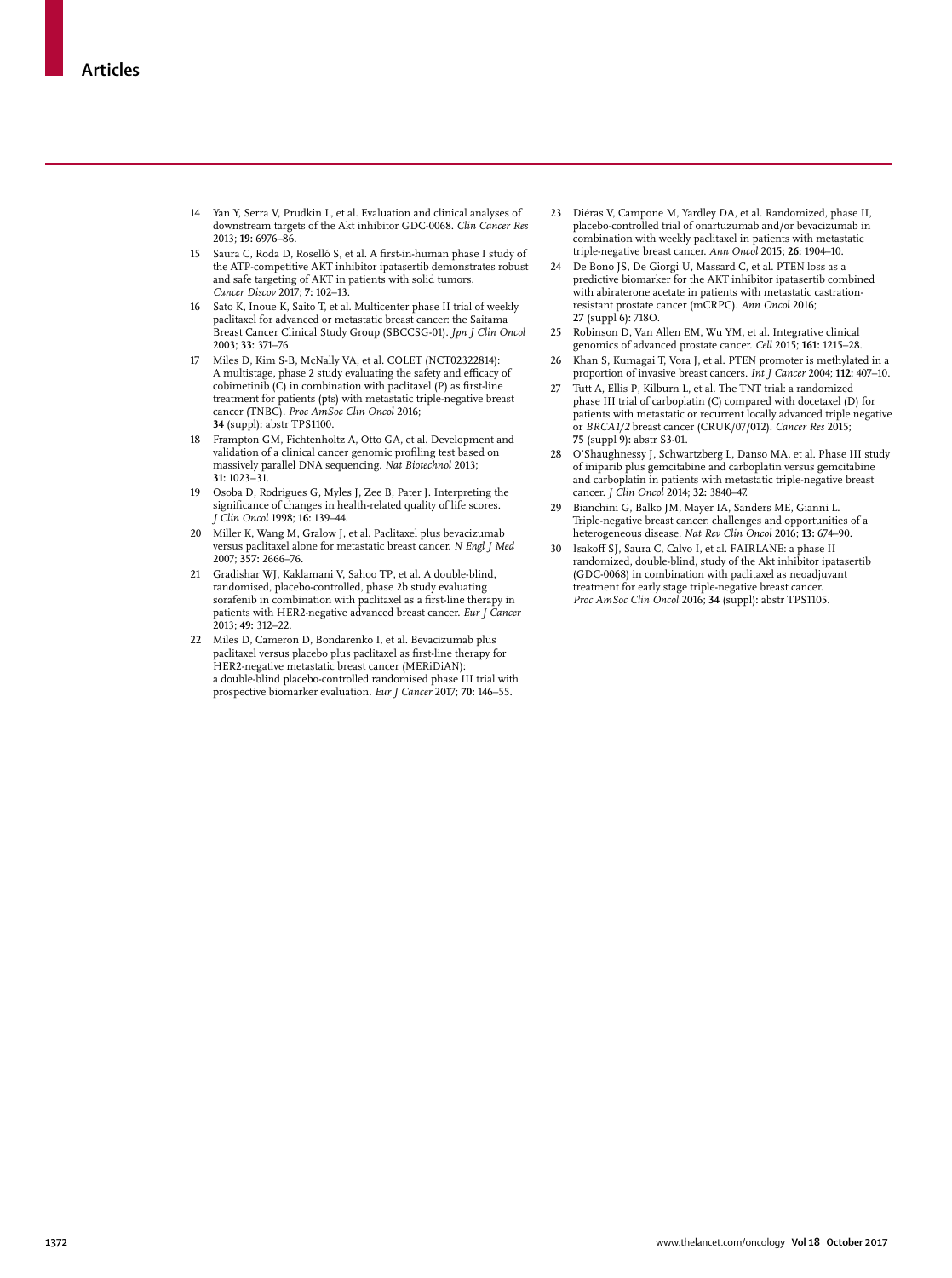14 Yan Y, Serra V, Prudkin L, et al. Evaluation and clinical analyses of downstream targets of the Akt inhibitor GDC-0068. *Clin Cancer Res* 2013; **19:** 6976–86.

15 Saura C, Roda D, Roselló S, et al. A first-in-human phase I study of the ATP-competitive AKT inhibitor ipatasertib demonstrates robust and safe targeting of AKT in patients with solid tumors. *Cancer Discov* 2017; **7:** 102–13.

16 Sato K, Inoue K, Saito T, et al. Multicenter phase II trial of weekly paclitaxel for advanced or metastatic breast cancer: the Saitama Breast Cancer Clinical Study Group (SBCCSG-01). *Jpn J Clin Oncol* 2003; **33:** 371–76.

17 Miles D, Kim S-B, McNally VA, et al. COLET (NCT02322814): A multistage, phase 2 study evaluating the safety and efficacy of cobimetinib (C) in combination with paclitaxel (P) as first-line treatment for patients (pts) with metastatic triple-negative breast cancer (TNBC). *Proc AmSoc Clin Oncol* 2016; **34** (suppl)**:** abstr TPS1100.

18 Frampton GM, Fichtenholtz A, Otto GA, et al. Development and validation of a clinical cancer genomic profiling test based on massively parallel DNA sequencing. *Nat Biotechnol* 2013; **31:** 1023–31.

19 Osoba D, Rodrigues G, Myles J, Zee B, Pater J. Interpreting the significance of changes in health-related quality of life scores. *J Clin Oncol* 1998; **16:** 139–44.

20 Miller K, Wang M, Gralow J, et al. Paclitaxel plus bevacizumab versus paclitaxel alone for metastatic breast cancer. *N Engl J Med* 2007; **357:** 2666–76.

21 Gradishar WJ, Kaklamani V, Sahoo TP, et al. A double-blind, randomised, placebo-controlled, phase 2b study evaluating sorafenib in combination with paclitaxel as a first-line therapy in patients with HER2-negative advanced breast cancer. *Eur J Cancer* 2013; **49:** 312–22.

22 Miles D, Cameron D, Bondarenko I, et al. Bevacizumab plus paclitaxel versus placebo plus paclitaxel as first-line therapy for HER2-negative metastatic breast cancer (MERiDiAN): a double-blind placebo-controlled randomised phase III trial with prospective biomarker evaluation. *Eur J Cancer* 2017; **70:** 146–55.

23 Diéras V, Campone M, Yardley DA, et al. Randomized, phase II, placebo-controlled trial of onartuzumab and/or bevacizumab in combination with weekly paclitaxel in patients with metastatic triple-negative breast cancer. *Ann Oncol* 2015; **26:** 1904–10.

24 De Bono JS, De Giorgi U, Massard C, et al. PTEN loss as a predictive biomarker for the AKT inhibitor ipatasertib combined with abiraterone acetate in patients with metastatic castration-resistant prostate cancer (mCRPC). *Ann Oncol* 2016; **27** (suppl 6)**:** 718O.

25 Robinson D, Van Allen EM, Wu YM, et al. Integrative clinical genomics of advanced prostate cancer. *Cell* 2015; **161:** 1215–28.

26 Khan S, Kumagai T, Vora J, et al. PTEN promoter is methylated in a proportion of invasive breast cancers. *Int J Cancer* 2004; **112:** 407–10.

27 Tutt A, Ellis P, Kilburn L, et al. The TNT trial: a randomized phase III trial of carboplatin (C) compared with docetaxel (D) for patients with metastatic or recurrent locally advanced triple negative or *BRCA1/2* breast cancer (CRUK/07/012). *Cancer Res* 2015; **75** (suppl 9)**:** abstr S3-01.

28 O'Shaughnessy J, Schwartzberg L, Danso MA, et al. Phase III study of iniparib plus gemcitabine and carboplatin versus gemcitabine and carboplatin in patients with metastatic triple-negative breast cancer. *J Clin Oncol* 2014; **32:** 3840–47.

29 Bianchini G, Balko JM, Mayer IA, Sanders ME, Gianni L. Triple-negative breast cancer: challenges and opportunities of a heterogeneous disease. *Nat Rev Clin Oncol* 2016; **13:** 674–90.

30 Isakoff SJ, Saura C, Calvo I, et al. FAIRLANE: a phase II randomized, double-blind, study of the Akt inhibitor ipatasertib (GDC-0068) in combination with paclitaxel as neoadjuvant treatment for early stage triple-negative breast cancer. *Proc AmSoc Clin Oncol* 2016; **34** (suppl)**:** abstr TPS1105.